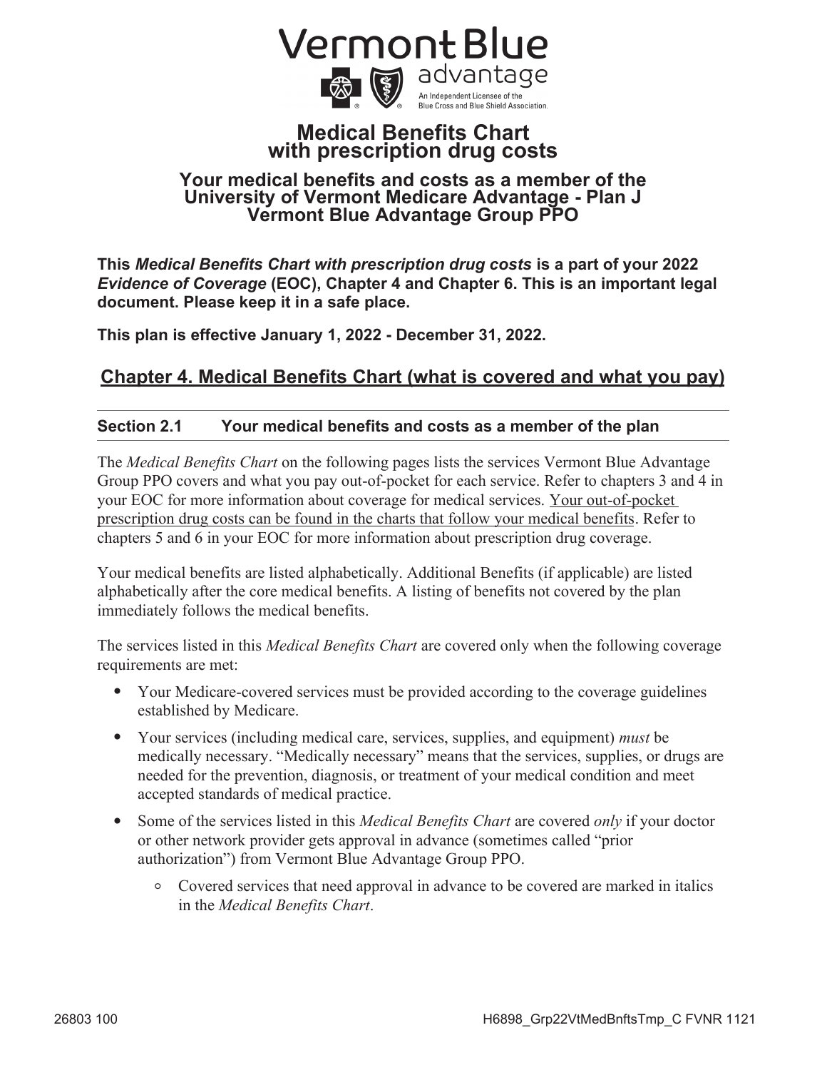Vermont Blue advantage

An Independent Licensee of the Blue Cross and Blue Shield Association.

# Medical Benefits Chart with prescription drug costs

## Your medical benefits and costs as a member of the University of Vermont Medicare Advantage - Plan J Vermont Blue Advantage Group PPO

**This *Medical Benefits Chart with prescription drug costs* is a part of your 2022 *Evidence of Coverage* (EOC), Chapter 4 and Chapter 6. This is an important legal document. Please keep it in a safe place.**

**This plan is effective January 1, 2022 - December 31, 2022.**

## Chapter 4. Medical Benefits Chart (what is covered and what you pay)

### Section 2.1 Your medical benefits and costs as a member of the plan

The *Medical Benefits Chart* on the following pages lists the services Vermont Blue Advantage Group PPO covers and what you pay out-of-pocket for each service. Refer to chapters 3 and 4 in your EOC for more information about coverage for medical services. Your out-of-pocket prescription drug costs can be found in the charts that follow your medical benefits. Refer to chapters 5 and 6 in your EOC for more information about prescription drug coverage.

Your medical benefits are listed alphabetically. Additional Benefits (if applicable) are listed alphabetically after the core medical benefits. A listing of benefits not covered by the plan immediately follows the medical benefits.

The services listed in this *Medical Benefits Chart* are covered only when the following coverage requirements are met:

- Your Medicare-covered services must be provided according to the coverage guidelines established by Medicare.
- Your services (including medical care, services, supplies, and equipment) *must* be medically necessary. "Medically necessary" means that the services, supplies, or drugs are needed for the prevention, diagnosis, or treatment of your medical condition and meet accepted standards of medical practice.
- Some of the services listed in this *Medical Benefits Chart* are covered *only* if your doctor or other network provider gets approval in advance (sometimes called "prior authorization") from Vermont Blue Advantage Group PPO.
  - Covered services that need approval in advance to be covered are marked in italics in the *Medical Benefits Chart*.

26803 100 H6898_Grp22VtMedBnftsTmp_C FVNR 1121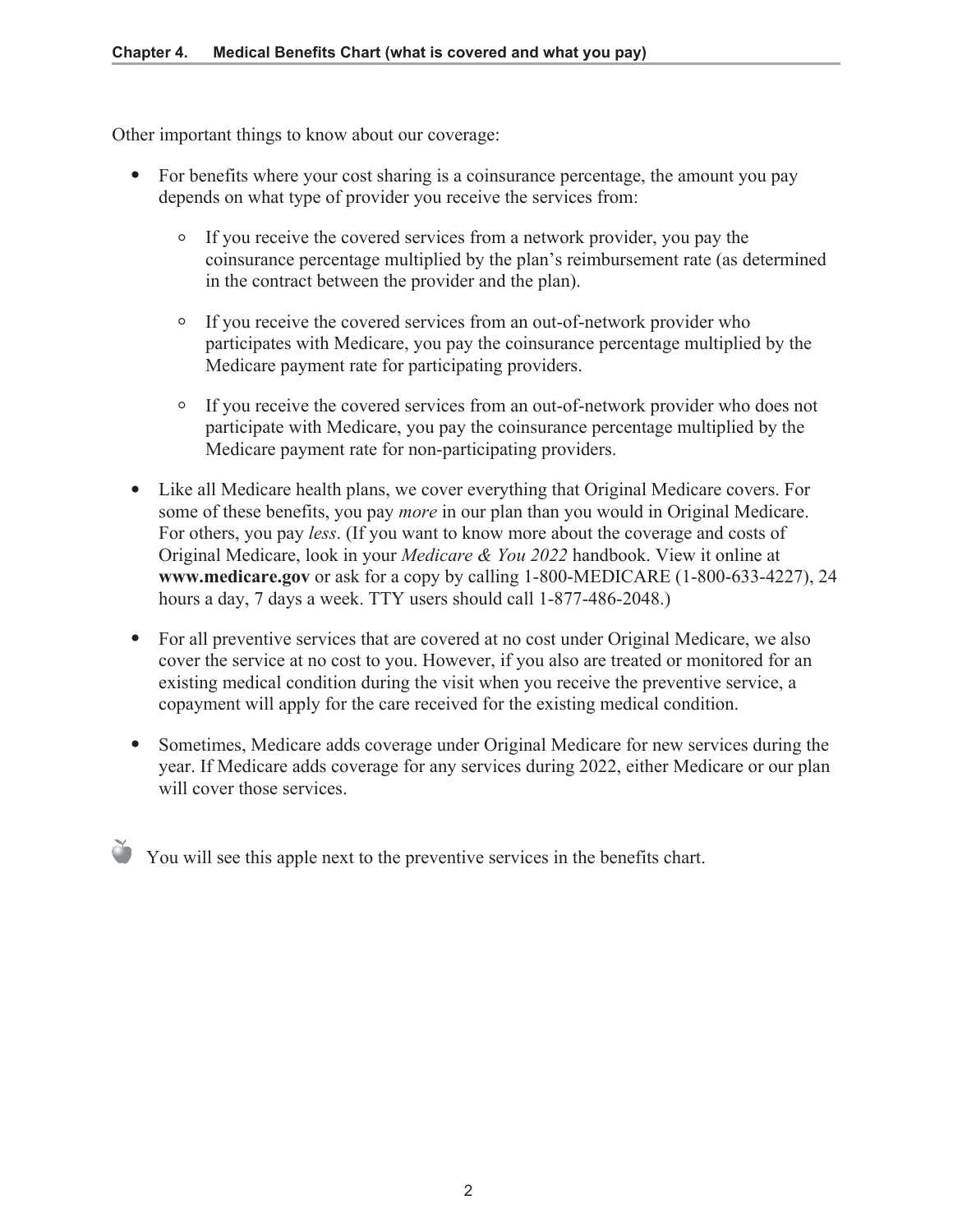Other important things to know about our coverage:

- For benefits where your cost sharing is a coinsurance percentage, the amount you pay depends on what type of provider you receive the services from:
  - If you receive the covered services from a network provider, you pay the coinsurance percentage multiplied by the plan's reimbursement rate (as determined in the contract between the provider and the plan).
  - If you receive the covered services from an out-of-network provider who participates with Medicare, you pay the coinsurance percentage multiplied by the Medicare payment rate for participating providers.
  - If you receive the covered services from an out-of-network provider who does not participate with Medicare, you pay the coinsurance percentage multiplied by the Medicare payment rate for non-participating providers.
- Like all Medicare health plans, we cover everything that Original Medicare covers. For some of these benefits, you pay *more* in our plan than you would in Original Medicare. For others, you pay *less*. (If you want to know more about the coverage and costs of Original Medicare, look in your *Medicare & You 2022* handbook. View it online at **www.medicare.gov** or ask for a copy by calling 1-800-MEDICARE (1-800-633-4227), 24 hours a day, 7 days a week. TTY users should call 1-877-486-2048.)
- For all preventive services that are covered at no cost under Original Medicare, we also cover the service at no cost to you. However, if you also are treated or monitored for an existing medical condition during the visit when you receive the preventive service, a copayment will apply for the care received for the existing medical condition.
- Sometimes, Medicare adds coverage under Original Medicare for new services during the year. If Medicare adds coverage for any services during 2022, either Medicare or our plan will cover those services.

🍎 You will see this apple next to the preventive services in the benefits chart.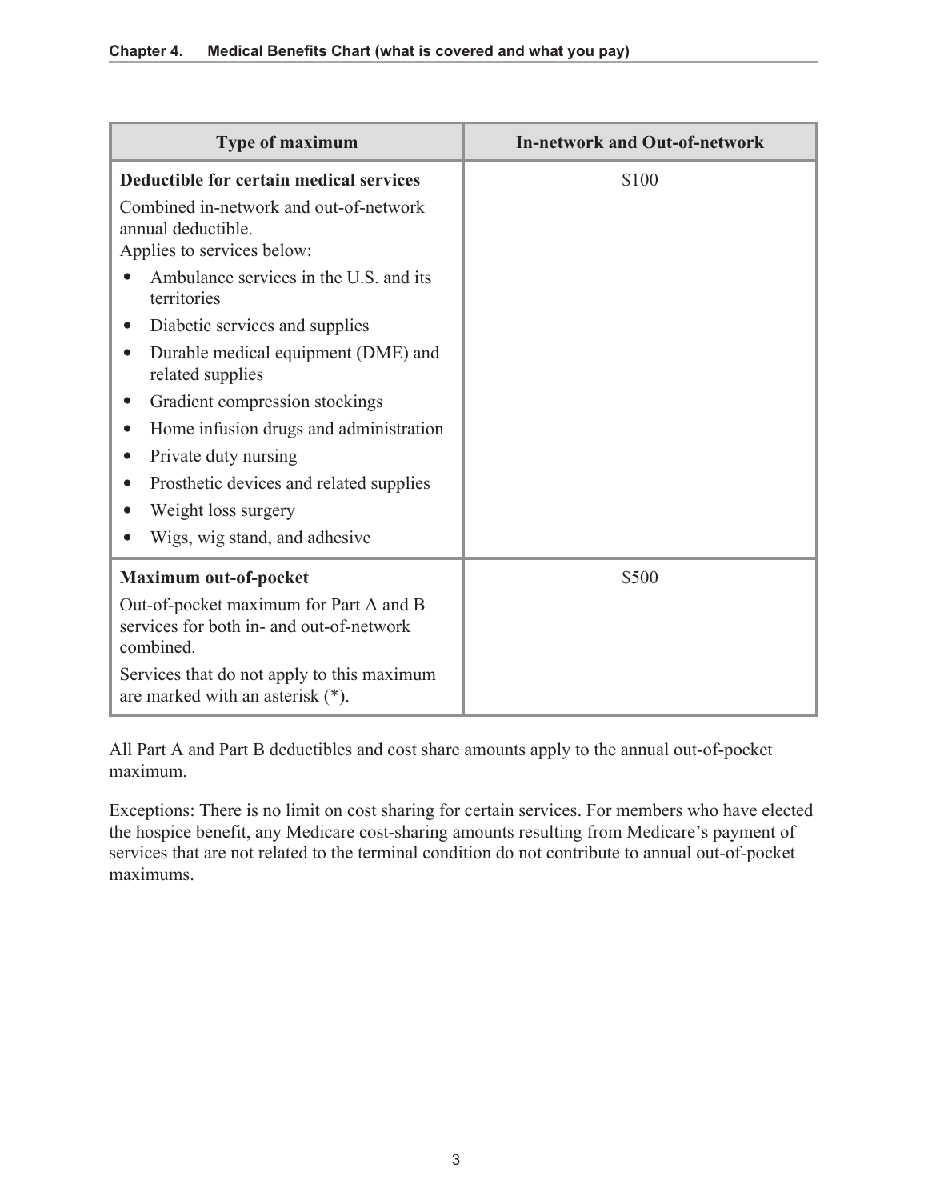| Type of maximum | In-network and Out-of-network |
|---|---|
| **Deductible for certain medical services**<br>Combined in-network and out-of-network annual deductible.<br>Applies to services below:<br>• Ambulance services in the U.S. and its territories<br>• Diabetic services and supplies<br>• Durable medical equipment (DME) and related supplies<br>• Gradient compression stockings<br>• Home infusion drugs and administration<br>• Private duty nursing<br>• Prosthetic devices and related supplies<br>• Weight loss surgery<br>• Wigs, wig stand, and adhesive | $100 |
| **Maximum out-of-pocket**<br>Out-of-pocket maximum for Part A and B services for both in- and out-of-network combined.<br>Services that do not apply to this maximum are marked with an asterisk (*). | $500 |

All Part A and Part B deductibles and cost share amounts apply to the annual out-of-pocket maximum.

Exceptions: There is no limit on cost sharing for certain services. For members who have elected the hospice benefit, any Medicare cost-sharing amounts resulting from Medicare's payment of services that are not related to the terminal condition do not contribute to annual out-of-pocket maximums.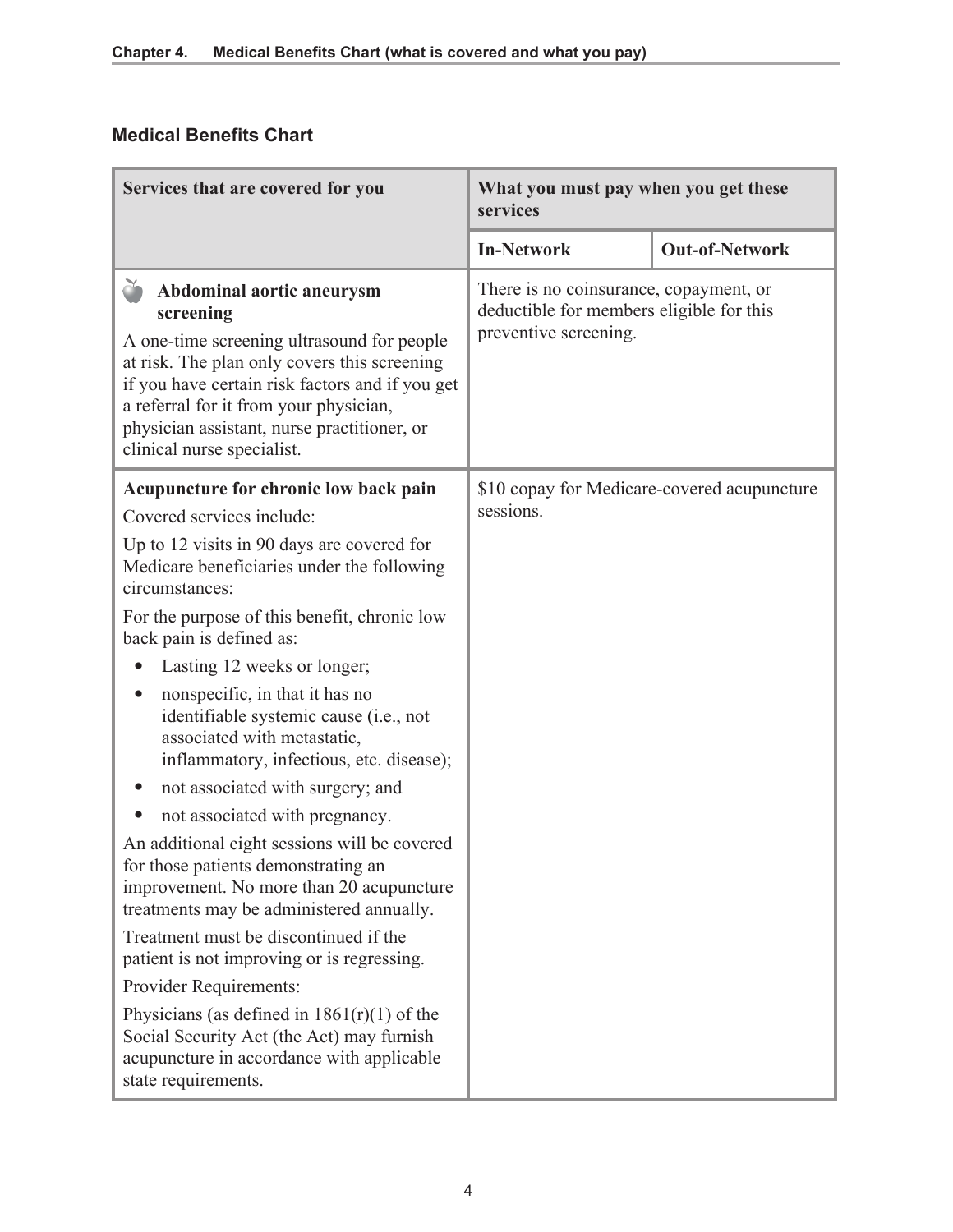## Medical Benefits Chart

| Services that are covered for you | What you must pay when you get these services | |
|---|---|---|
| | **In-Network** | **Out-of-Network** |
| **Abdominal aortic aneurysm screening**<br>A one-time screening ultrasound for people at risk. The plan only covers this screening if you have certain risk factors and if you get a referral for it from your physician, physician assistant, nurse practitioner, or clinical nurse specialist. | There is no coinsurance, copayment, or deductible for members eligible for this preventive screening. | |
| **Acupuncture for chronic low back pain**<br>Covered services include:<br>Up to 12 visits in 90 days are covered for Medicare beneficiaries under the following circumstances:<br>For the purpose of this benefit, chronic low back pain is defined as:<br>• Lasting 12 weeks or longer;<br>• nonspecific, in that it has no identifiable systemic cause (i.e., not associated with metastatic, inflammatory, infectious, etc. disease);<br>• not associated with surgery; and<br>• not associated with pregnancy.<br>An additional eight sessions will be covered for those patients demonstrating an improvement. No more than 20 acupuncture treatments may be administered annually.<br>Treatment must be discontinued if the patient is not improving or is regressing.<br>Provider Requirements:<br>Physicians (as defined in 1861(r)(1) of the Social Security Act (the Act) may furnish acupuncture in accordance with applicable state requirements. | $10 copay for Medicare-covered acupuncture sessions. | |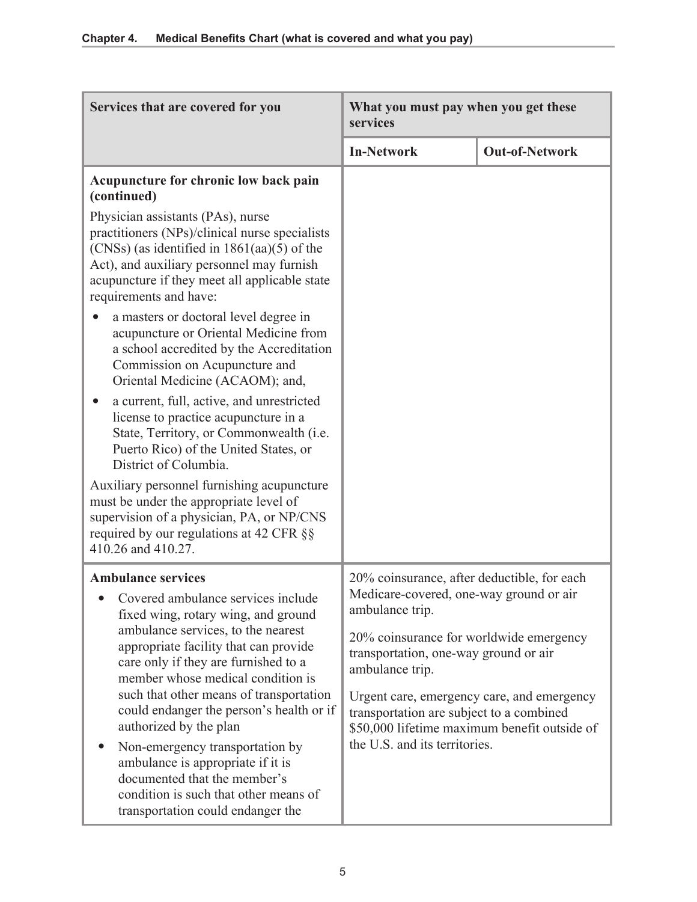| Services that are covered for you | What you must pay when you get these services | |
|---|---|---|
| | **In-Network** | **Out-of-Network** |
| **Acupuncture for chronic low back pain (continued)**<br><br>Physician assistants (PAs), nurse practitioners (NPs)/clinical nurse specialists (CNSs) (as identified in 1861(aa)(5) of the Act), and auxiliary personnel may furnish acupuncture if they meet all applicable state requirements and have:<br><br>• a masters or doctoral level degree in acupuncture or Oriental Medicine from a school accredited by the Accreditation Commission on Acupuncture and Oriental Medicine (ACAOM); and,<br><br>• a current, full, active, and unrestricted license to practice acupuncture in a State, Territory, or Commonwealth (i.e. Puerto Rico) of the United States, or District of Columbia.<br><br>Auxiliary personnel furnishing acupuncture must be under the appropriate level of supervision of a physician, PA, or NP/CNS required by our regulations at 42 CFR §§ 410.26 and 410.27. | | |
| **Ambulance services**<br><br>• Covered ambulance services include fixed wing, rotary wing, and ground ambulance services, to the nearest appropriate facility that can provide care only if they are furnished to a member whose medical condition is such that other means of transportation could endanger the person's health or if authorized by the plan<br><br>• Non-emergency transportation by ambulance is appropriate if it is documented that the member's condition is such that other means of transportation could endanger the | 20% coinsurance, after deductible, for each Medicare-covered, one-way ground or air ambulance trip.<br><br>20% coinsurance for worldwide emergency transportation, one-way ground or air ambulance trip.<br><br>Urgent care, emergency care, and emergency transportation are subject to a combined $50,000 lifetime maximum benefit outside of the U.S. and its territories. | |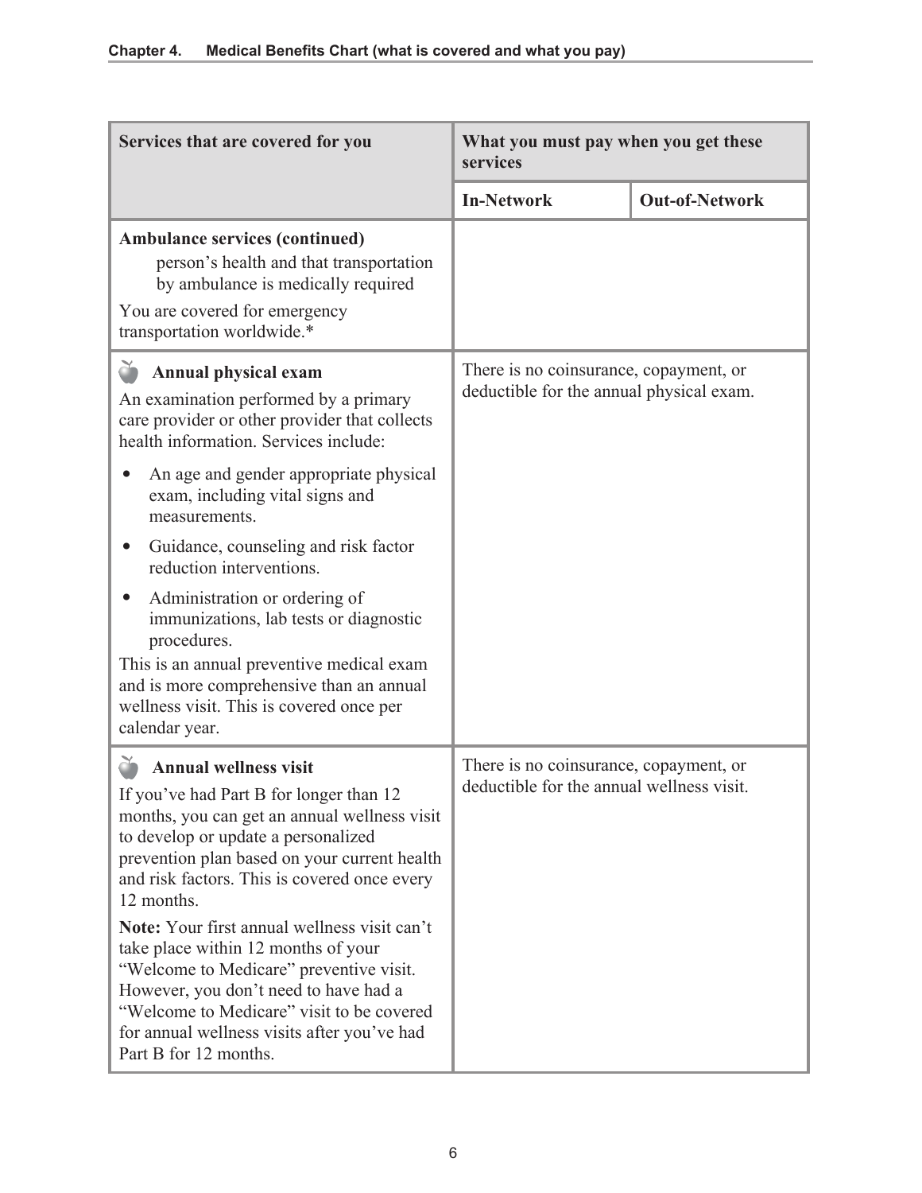| Services that are covered for you | What you must pay when you get these services | |
|---|---|---|
| | **In-Network** | **Out-of-Network** |
| **Ambulance services (continued)**<br>person's health and that transportation by ambulance is medically required<br>You are covered for emergency transportation worldwide.* | | |
| **Annual physical exam**<br>An examination performed by a primary care provider or other provider that collects health information. Services include:<br>• An age and gender appropriate physical exam, including vital signs and measurements.<br>• Guidance, counseling and risk factor reduction interventions.<br>• Administration or ordering of immunizations, lab tests or diagnostic procedures.<br>This is an annual preventive medical exam and is more comprehensive than an annual wellness visit. This is covered once per calendar year. | There is no coinsurance, copayment, or deductible for the annual physical exam. | |
| **Annual wellness visit**<br>If you've had Part B for longer than 12 months, you can get an annual wellness visit to develop or update a personalized prevention plan based on your current health and risk factors. This is covered once every 12 months.<br>**Note:** Your first annual wellness visit can't take place within 12 months of your "Welcome to Medicare" preventive visit. However, you don't need to have had a "Welcome to Medicare" visit to be covered for annual wellness visits after you've had Part B for 12 months. | There is no coinsurance, copayment, or deductible for the annual wellness visit. | |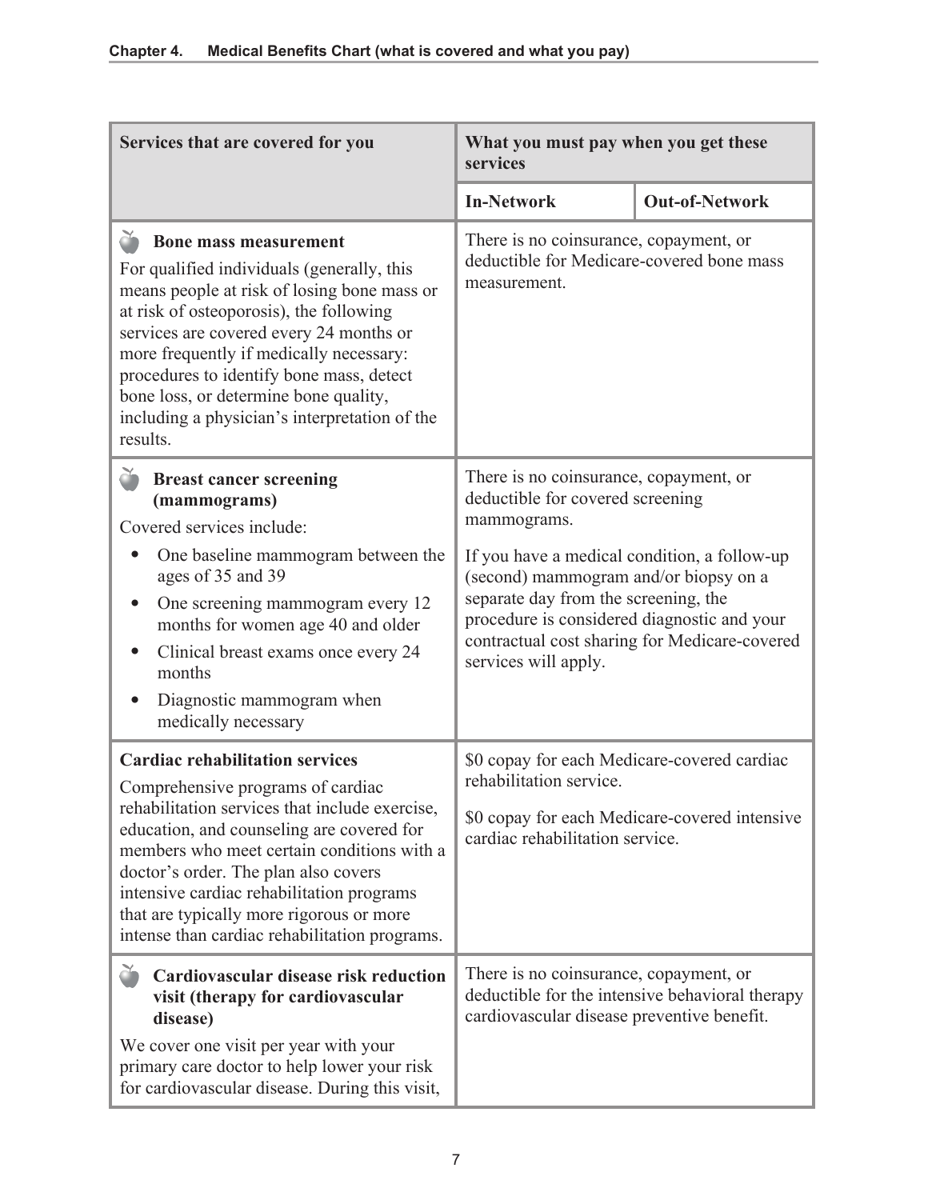| Services that are covered for you | What you must pay when you get these services | |
|---|---|---|
| | **In-Network** | **Out-of-Network** |
| 🍎 **Bone mass measurement**<br>For qualified individuals (generally, this means people at risk of losing bone mass or at risk of osteoporosis), the following services are covered every 24 months or more frequently if medically necessary: procedures to identify bone mass, detect bone loss, or determine bone quality, including a physician's interpretation of the results. | There is no coinsurance, copayment, or deductible for Medicare-covered bone mass measurement. | |
| 🍎 **Breast cancer screening (mammograms)**<br>Covered services include:<br>• One baseline mammogram between the ages of 35 and 39<br>• One screening mammogram every 12 months for women age 40 and older<br>• Clinical breast exams once every 24 months<br>• Diagnostic mammogram when medically necessary | There is no coinsurance, copayment, or deductible for covered screening mammograms.<br><br>If you have a medical condition, a follow-up (second) mammogram and/or biopsy on a separate day from the screening, the procedure is considered diagnostic and your contractual cost sharing for Medicare-covered services will apply. | |
| **Cardiac rehabilitation services**<br>Comprehensive programs of cardiac rehabilitation services that include exercise, education, and counseling are covered for members who meet certain conditions with a doctor's order. The plan also covers intensive cardiac rehabilitation programs that are typically more rigorous or more intense than cardiac rehabilitation programs. | $0 copay for each Medicare-covered cardiac rehabilitation service.<br><br>$0 copay for each Medicare-covered intensive cardiac rehabilitation service. | |
| 🍎 **Cardiovascular disease risk reduction visit (therapy for cardiovascular disease)**<br>We cover one visit per year with your primary care doctor to help lower your risk for cardiovascular disease. During this visit, | There is no coinsurance, copayment, or deductible for the intensive behavioral therapy cardiovascular disease preventive benefit. | |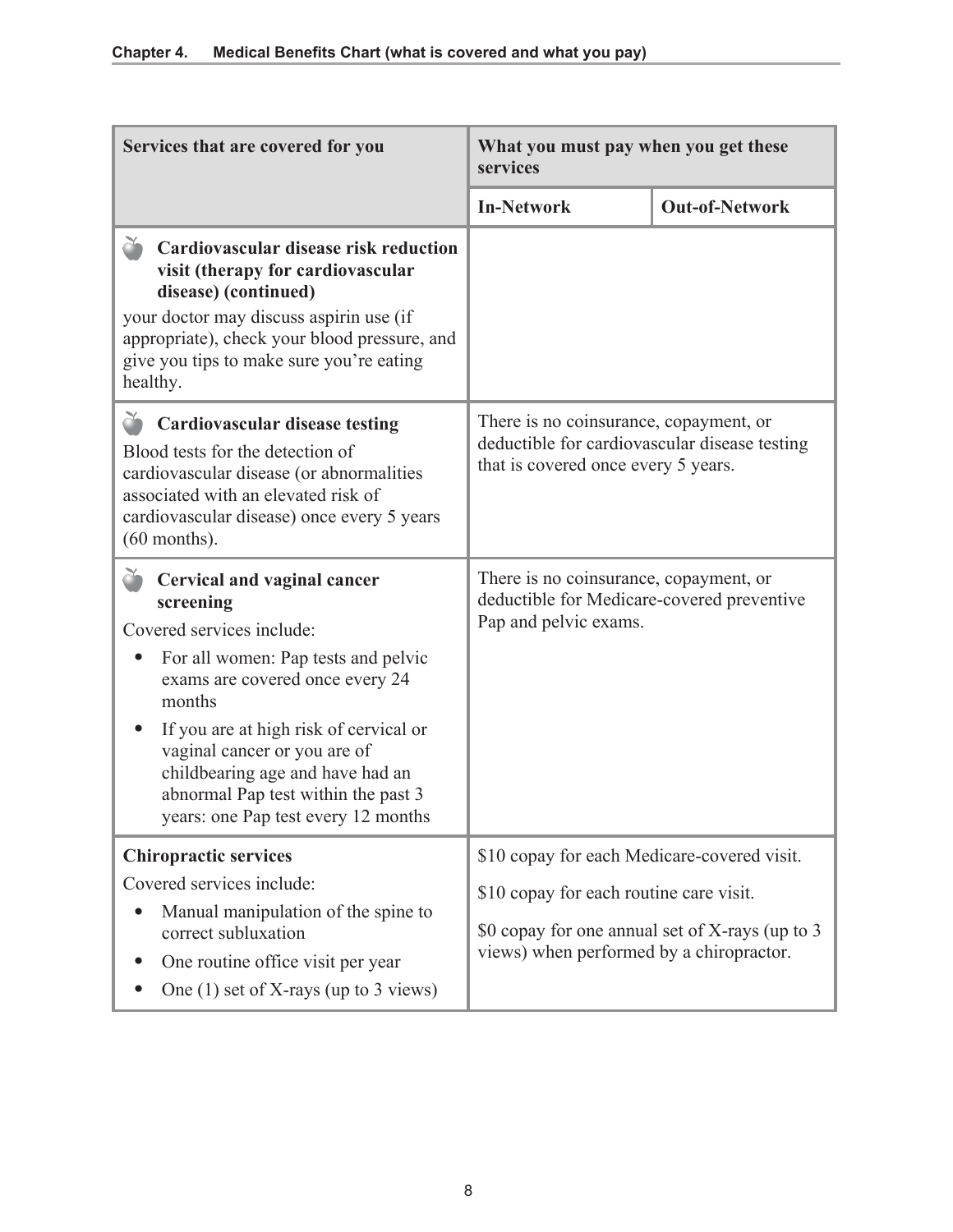| Services that are covered for you | What you must pay when you get these services | |
|---|---|---|
| | **In-Network** | **Out-of-Network** |
| **Cardiovascular disease risk reduction visit (therapy for cardiovascular disease) (continued)**<br>your doctor may discuss aspirin use (if appropriate), check your blood pressure, and give you tips to make sure you're eating healthy. | | |
| **Cardiovascular disease testing**<br>Blood tests for the detection of cardiovascular disease (or abnormalities associated with an elevated risk of cardiovascular disease) once every 5 years (60 months). | There is no coinsurance, copayment, or deductible for cardiovascular disease testing that is covered once every 5 years. | |
| **Cervical and vaginal cancer screening**<br>Covered services include:<br>• For all women: Pap tests and pelvic exams are covered once every 24 months<br>• If you are at high risk of cervical or vaginal cancer or you are of childbearing age and have had an abnormal Pap test within the past 3 years: one Pap test every 12 months | There is no coinsurance, copayment, or deductible for Medicare-covered preventive Pap and pelvic exams. | |
| **Chiropractic services**<br>Covered services include:<br>• Manual manipulation of the spine to correct subluxation<br>• One routine office visit per year<br>• One (1) set of X-rays (up to 3 views) | $10 copay for each Medicare-covered visit.<br>$10 copay for each routine care visit.<br>$0 copay for one annual set of X-rays (up to 3 views) when performed by a chiropractor. | |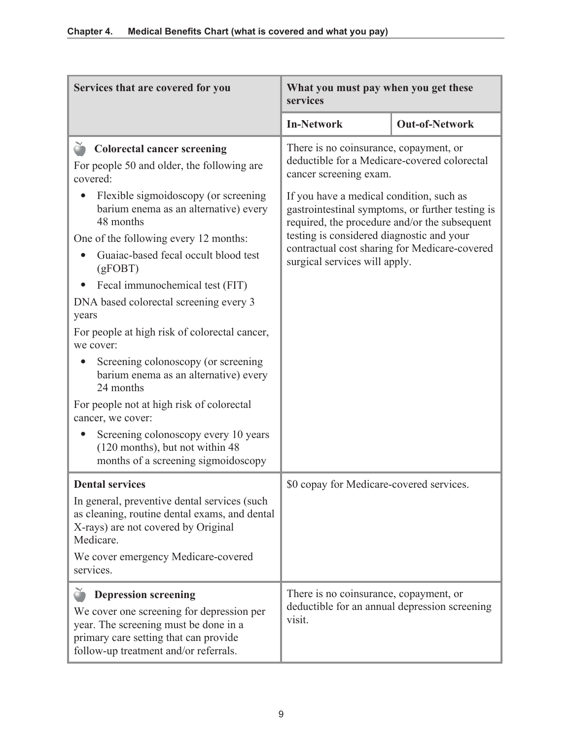| Services that are covered for you | What you must pay when you get these services | |
|---|---|---|
| | **In-Network** | **Out-of-Network** |
| **Colorectal cancer screening**<br>For people 50 and older, the following are covered:<br>• Flexible sigmoidoscopy (or screening barium enema as an alternative) every 48 months<br>One of the following every 12 months:<br>• Guaiac-based fecal occult blood test (gFOBT)<br>• Fecal immunochemical test (FIT)<br>DNA based colorectal screening every 3 years<br>For people at high risk of colorectal cancer, we cover:<br>• Screening colonoscopy (or screening barium enema as an alternative) every 24 months<br>For people not at high risk of colorectal cancer, we cover:<br>• Screening colonoscopy every 10 years (120 months), but not within 48 months of a screening sigmoidoscopy | There is no coinsurance, copayment, or deductible for a Medicare-covered colorectal cancer screening exam.<br>If you have a medical condition, such as gastrointestinal symptoms, or further testing is required, the procedure and/or the subsequent testing is considered diagnostic and your contractual cost sharing for Medicare-covered surgical services will apply. | |
| **Dental services**<br>In general, preventive dental services (such as cleaning, routine dental exams, and dental X-rays) are not covered by Original Medicare.<br>We cover emergency Medicare-covered services. | $0 copay for Medicare-covered services. | |
| **Depression screening**<br>We cover one screening for depression per year. The screening must be done in a primary care setting that can provide follow-up treatment and/or referrals. | There is no coinsurance, copayment, or deductible for an annual depression screening visit. | |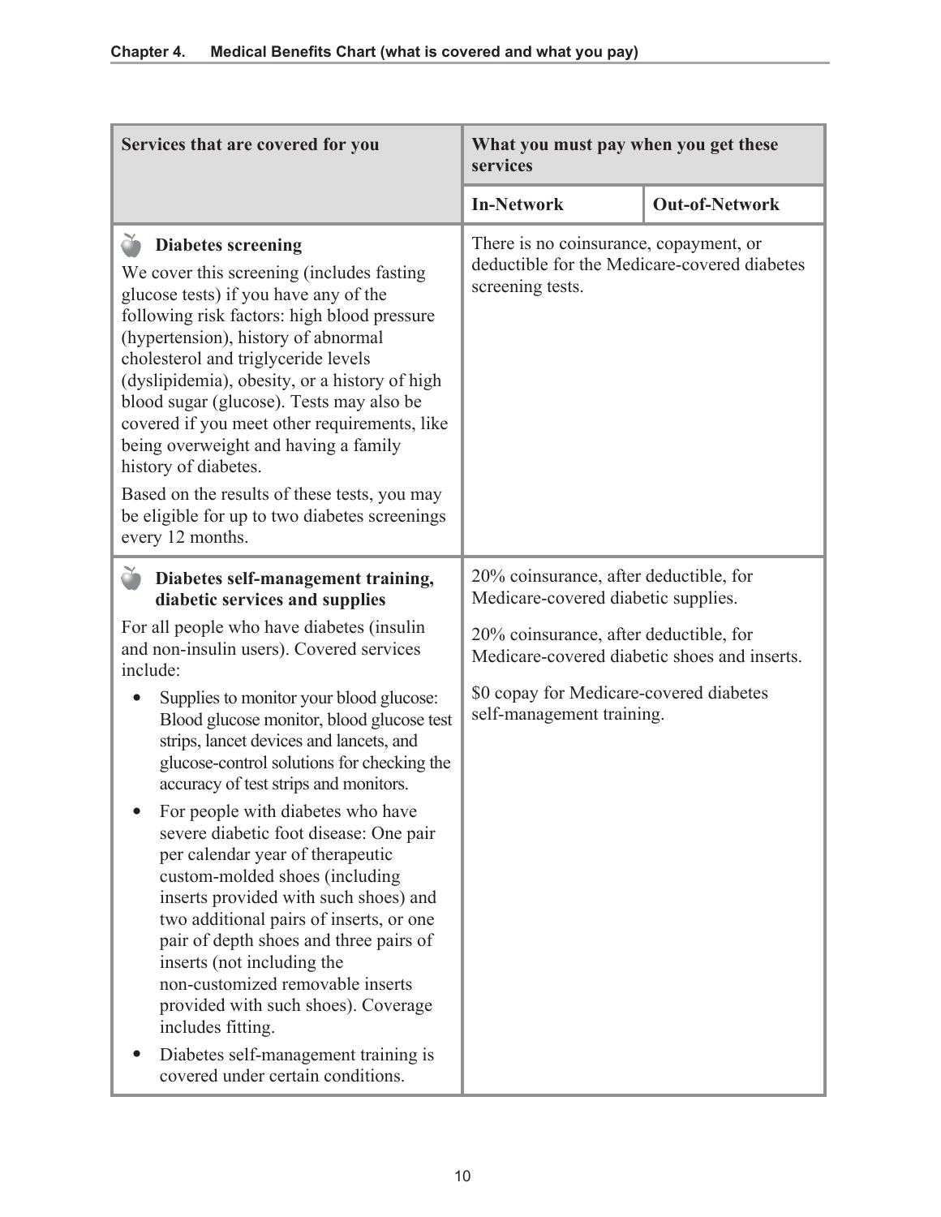| Services that are covered for you | What you must pay when you get these services | |
|---|---|---|
| | **In-Network** | **Out-of-Network** |
| **Diabetes screening**<br>We cover this screening (includes fasting glucose tests) if you have any of the following risk factors: high blood pressure (hypertension), history of abnormal cholesterol and triglyceride levels (dyslipidemia), obesity, or a history of high blood sugar (glucose). Tests may also be covered if you meet other requirements, like being overweight and having a family history of diabetes.<br>Based on the results of these tests, you may be eligible for up to two diabetes screenings every 12 months. | There is no coinsurance, copayment, or deductible for the Medicare-covered diabetes screening tests. | |
| **Diabetes self-management training, diabetic services and supplies**<br>For all people who have diabetes (insulin and non-insulin users). Covered services include:<br>• Supplies to monitor your blood glucose: Blood glucose monitor, blood glucose test strips, lancet devices and lancets, and glucose-control solutions for checking the accuracy of test strips and monitors.<br>• For people with diabetes who have severe diabetic foot disease: One pair per calendar year of therapeutic custom-molded shoes (including inserts provided with such shoes) and two additional pairs of inserts, or one pair of depth shoes and three pairs of inserts (not including the non-customized removable inserts provided with such shoes). Coverage includes fitting.<br>• Diabetes self-management training is covered under certain conditions. | 20% coinsurance, after deductible, for Medicare-covered diabetic supplies.<br><br>20% coinsurance, after deductible, for Medicare-covered diabetic shoes and inserts.<br><br>$0 copay for Medicare-covered diabetes self-management training. | |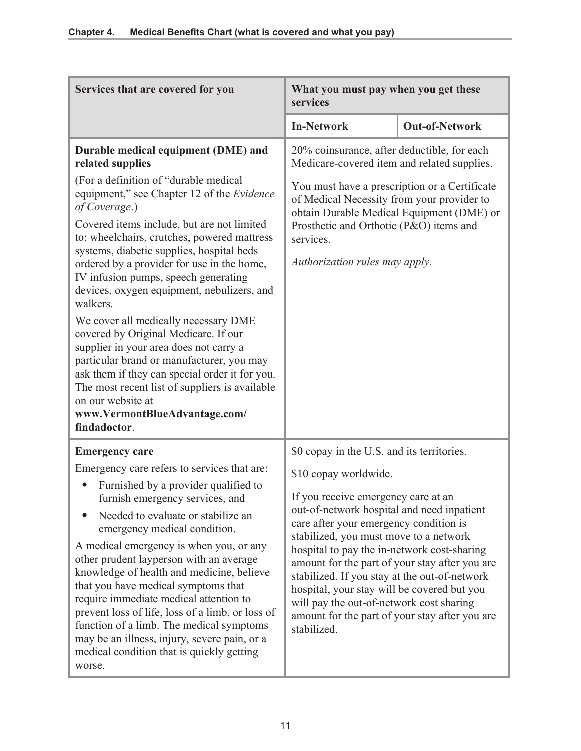| Services that are covered for you | What you must pay when you get these services | |
|---|---|---|
| | **In-Network** | **Out-of-Network** |
| **Durable medical equipment (DME) and related supplies**<br><br>(For a definition of "durable medical equipment," see Chapter 12 of the *Evidence of Coverage*.)<br><br>Covered items include, but are not limited to: wheelchairs, crutches, powered mattress systems, diabetic supplies, hospital beds ordered by a provider for use in the home, IV infusion pumps, speech generating devices, oxygen equipment, nebulizers, and walkers.<br><br>We cover all medically necessary DME covered by Original Medicare. If our supplier in your area does not carry a particular brand or manufacturer, you may ask them if they can special order it for you. The most recent list of suppliers is available on our website at **www.VermontBlueAdvantage.com/findadoctor**. | 20% coinsurance, after deductible, for each Medicare-covered item and related supplies.<br><br>You must have a prescription or a Certificate of Medical Necessity from your provider to obtain Durable Medical Equipment (DME) or Prosthetic and Orthotic (P&O) items and services.<br><br>*Authorization rules may apply.* | |
| **Emergency care**<br><br>Emergency care refers to services that are:<br>• Furnished by a provider qualified to furnish emergency services, and<br>• Needed to evaluate or stabilize an emergency medical condition.<br><br>A medical emergency is when you, or any other prudent layperson with an average knowledge of health and medicine, believe that you have medical symptoms that require immediate medical attention to prevent loss of life, loss of a limb, or loss of function of a limb. The medical symptoms may be an illness, injury, severe pain, or a medical condition that is quickly getting worse. | $0 copay in the U.S. and its territories.<br><br>$10 copay worldwide.<br><br>If you receive emergency care at an out-of-network hospital and need inpatient care after your emergency condition is stabilized, you must move to a network hospital to pay the in-network cost-sharing amount for the part of your stay after you are stabilized. If you stay at the out-of-network hospital, your stay will be covered but you will pay the out-of-network cost sharing amount for the part of your stay after you are stabilized. | |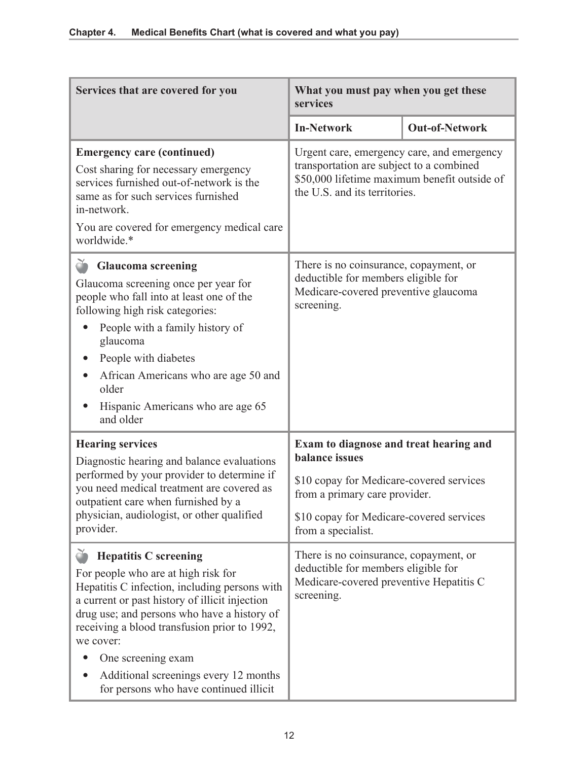| Services that are covered for you | What you must pay when you get these services | |
|---|---|---|
| | **In-Network** | **Out-of-Network** |
| **Emergency care (continued)**<br>Cost sharing for necessary emergency services furnished out-of-network is the same as for such services furnished in-network.<br>You are covered for emergency medical care worldwide.* | Urgent care, emergency care, and emergency transportation are subject to a combined $50,000 lifetime maximum benefit outside of the U.S. and its territories. | |
| 🍎 **Glaucoma screening**<br>Glaucoma screening once per year for people who fall into at least one of the following high risk categories:<br>• People with a family history of glaucoma<br>• People with diabetes<br>• African Americans who are age 50 and older<br>• Hispanic Americans who are age 65 and older | There is no coinsurance, copayment, or deductible for members eligible for Medicare-covered preventive glaucoma screening. | |
| **Hearing services**<br>Diagnostic hearing and balance evaluations performed by your provider to determine if you need medical treatment are covered as outpatient care when furnished by a physician, audiologist, or other qualified provider. | **Exam to diagnose and treat hearing and balance issues**<br>$10 copay for Medicare-covered services from a primary care provider.<br>$10 copay for Medicare-covered services from a specialist. | |
| 🍎 **Hepatitis C screening**<br>For people who are at high risk for Hepatitis C infection, including persons with a current or past history of illicit injection drug use; and persons who have a history of receiving a blood transfusion prior to 1992, we cover:<br>• One screening exam<br>• Additional screenings every 12 months for persons who have continued illicit | There is no coinsurance, copayment, or deductible for members eligible for Medicare-covered preventive Hepatitis C screening. | |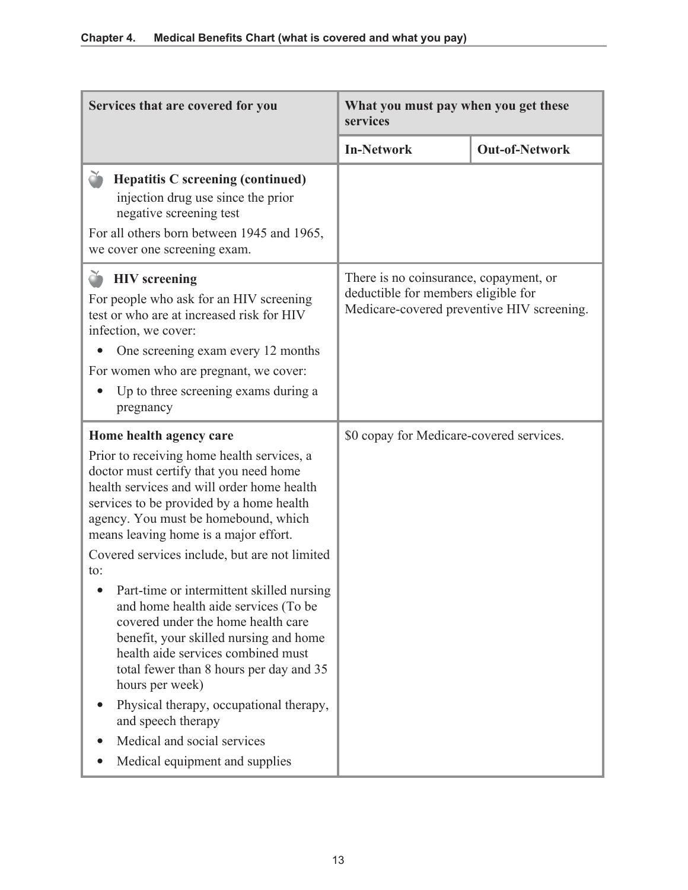| Services that are covered for you | What you must pay when you get these services | |
|---|---|---|
| | **In-Network** | **Out-of-Network** |
| **Hepatitis C screening (continued)**<br>injection drug use since the prior negative screening test<br>For all others born between 1945 and 1965, we cover one screening exam. | | |
| **HIV screening**<br>For people who ask for an HIV screening test or who are at increased risk for HIV infection, we cover:<br>• One screening exam every 12 months<br>For women who are pregnant, we cover:<br>• Up to three screening exams during a pregnancy | There is no coinsurance, copayment, or deductible for members eligible for Medicare-covered preventive HIV screening. | |
| **Home health agency care**<br>Prior to receiving home health services, a doctor must certify that you need home health services and will order home health services to be provided by a home health agency. You must be homebound, which means leaving home is a major effort.<br>Covered services include, but are not limited to:<br>• Part-time or intermittent skilled nursing and home health aide services (To be covered under the home health care benefit, your skilled nursing and home health aide services combined must total fewer than 8 hours per day and 35 hours per week)<br>• Physical therapy, occupational therapy, and speech therapy<br>• Medical and social services<br>• Medical equipment and supplies | $0 copay for Medicare-covered services. | |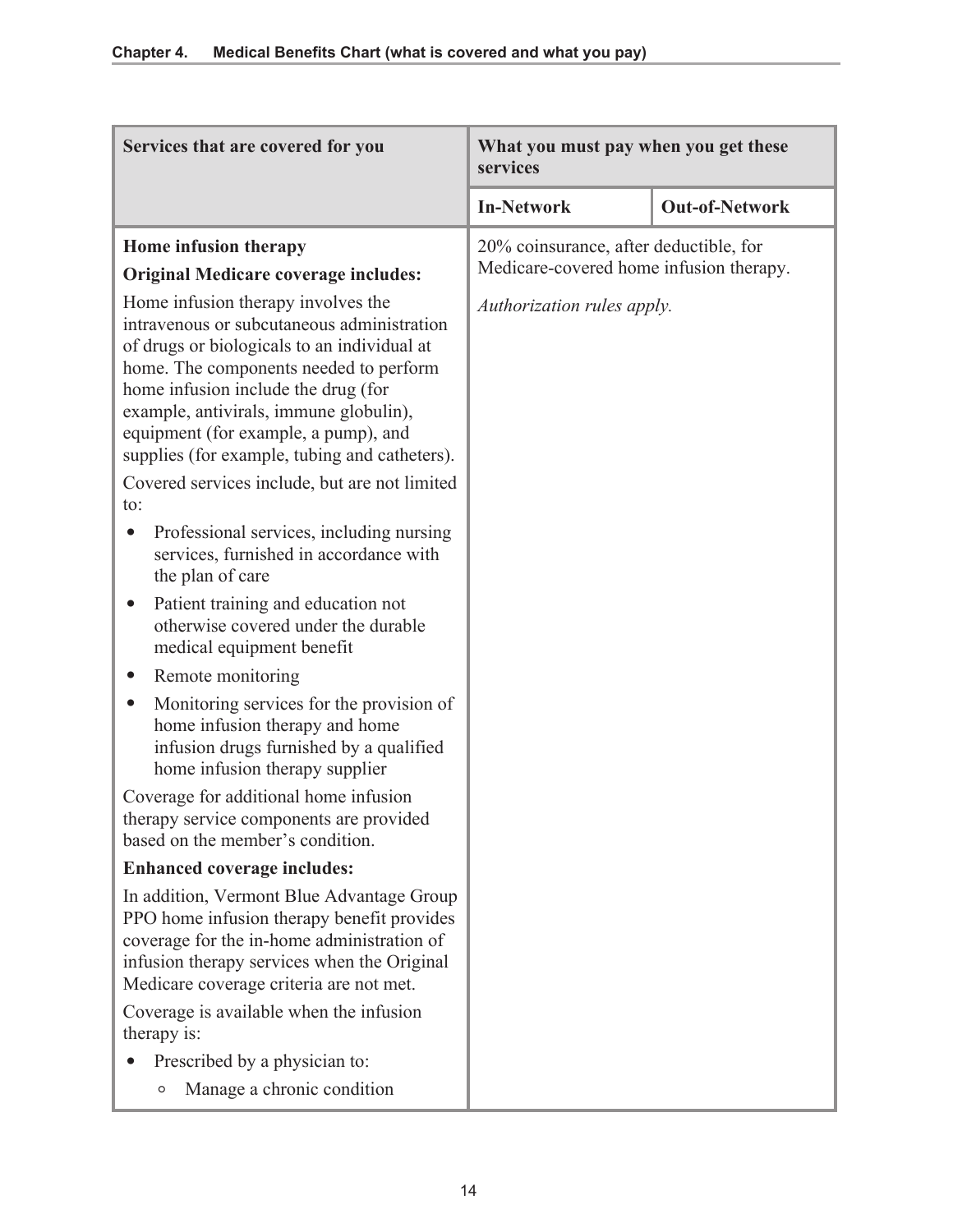| Services that are covered for you | What you must pay when you get these services | |
|---|---|---|
| | **In-Network** | **Out-of-Network** |
| **Home infusion therapy**<br>**Original Medicare coverage includes:**<br>Home infusion therapy involves the intravenous or subcutaneous administration of drugs or biologicals to an individual at home. The components needed to perform home infusion include the drug (for example, antivirals, immune globulin), equipment (for example, a pump), and supplies (for example, tubing and catheters).<br>Covered services include, but are not limited to:<br>• Professional services, including nursing services, furnished in accordance with the plan of care<br>• Patient training and education not otherwise covered under the durable medical equipment benefit<br>• Remote monitoring<br>• Monitoring services for the provision of home infusion therapy and home infusion drugs furnished by a qualified home infusion therapy supplier<br>Coverage for additional home infusion therapy service components are provided based on the member's condition.<br>**Enhanced coverage includes:**<br>In addition, Vermont Blue Advantage Group PPO home infusion therapy benefit provides coverage for the in-home administration of infusion therapy services when the Original Medicare coverage criteria are not met.<br>Coverage is available when the infusion therapy is:<br>• Prescribed by a physician to:<br>&nbsp;&nbsp;&nbsp;&nbsp;○ Manage a chronic condition | 20% coinsurance, after deductible, for Medicare-covered home infusion therapy.<br><br>*Authorization rules apply.* | |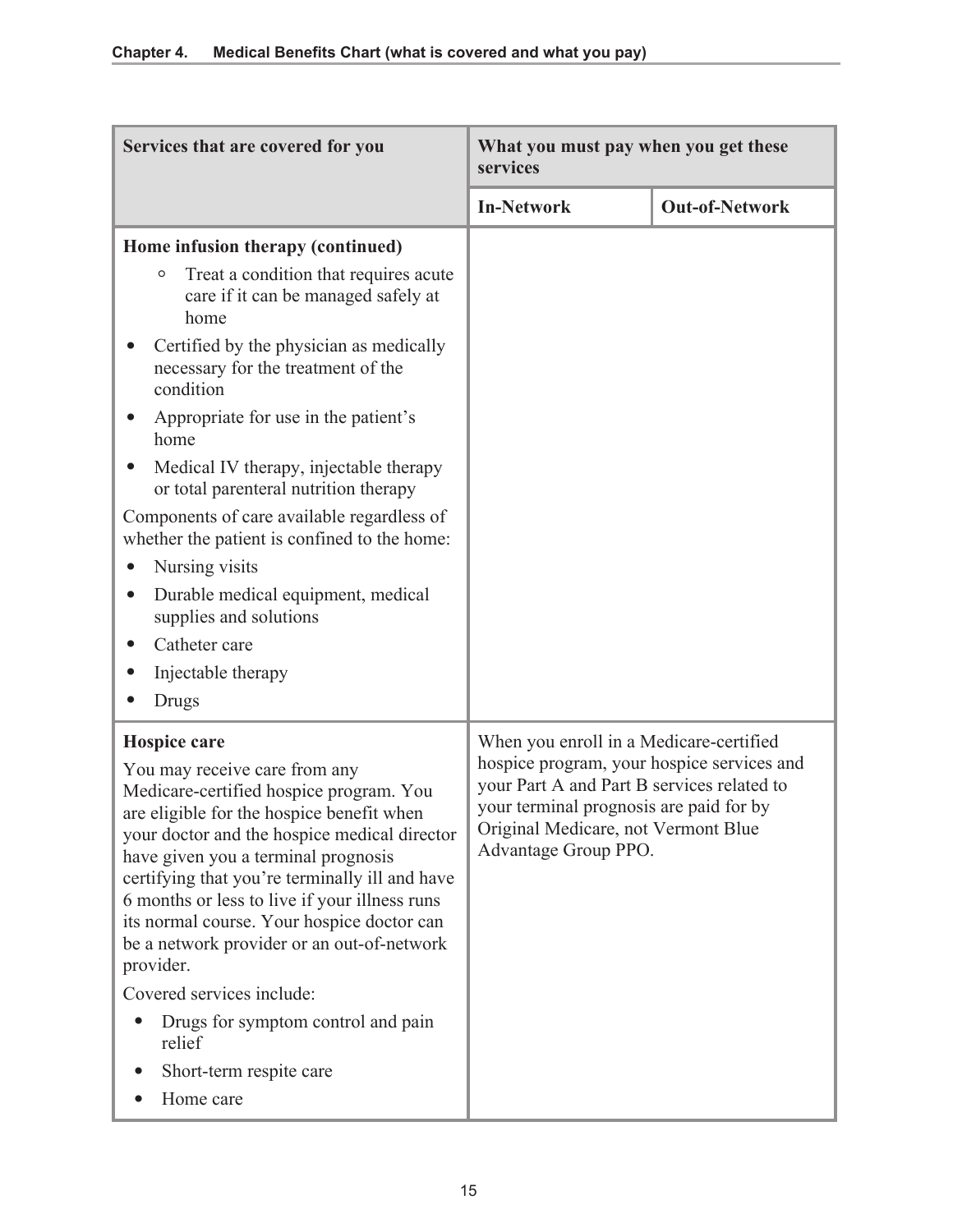| Services that are covered for you | What you must pay when you get these services | |
|---|---|---|
| | **In-Network** | **Out-of-Network** |
| **Home infusion therapy (continued)**<br>◦ Treat a condition that requires acute care if it can be managed safely at home<br>• Certified by the physician as medically necessary for the treatment of the condition<br>• Appropriate for use in the patient's home<br>• Medical IV therapy, injectable therapy or total parenteral nutrition therapy<br>Components of care available regardless of whether the patient is confined to the home:<br>• Nursing visits<br>• Durable medical equipment, medical supplies and solutions<br>• Catheter care<br>• Injectable therapy<br>• Drugs | | |
| **Hospice care**<br>You may receive care from any Medicare-certified hospice program. You are eligible for the hospice benefit when your doctor and the hospice medical director have given you a terminal prognosis certifying that you're terminally ill and have 6 months or less to live if your illness runs its normal course. Your hospice doctor can be a network provider or an out-of-network provider.<br>Covered services include:<br>• Drugs for symptom control and pain relief<br>• Short-term respite care<br>• Home care | When you enroll in a Medicare-certified hospice program, your hospice services and your Part A and Part B services related to your terminal prognosis are paid for by Original Medicare, not Vermont Blue Advantage Group PPO. | |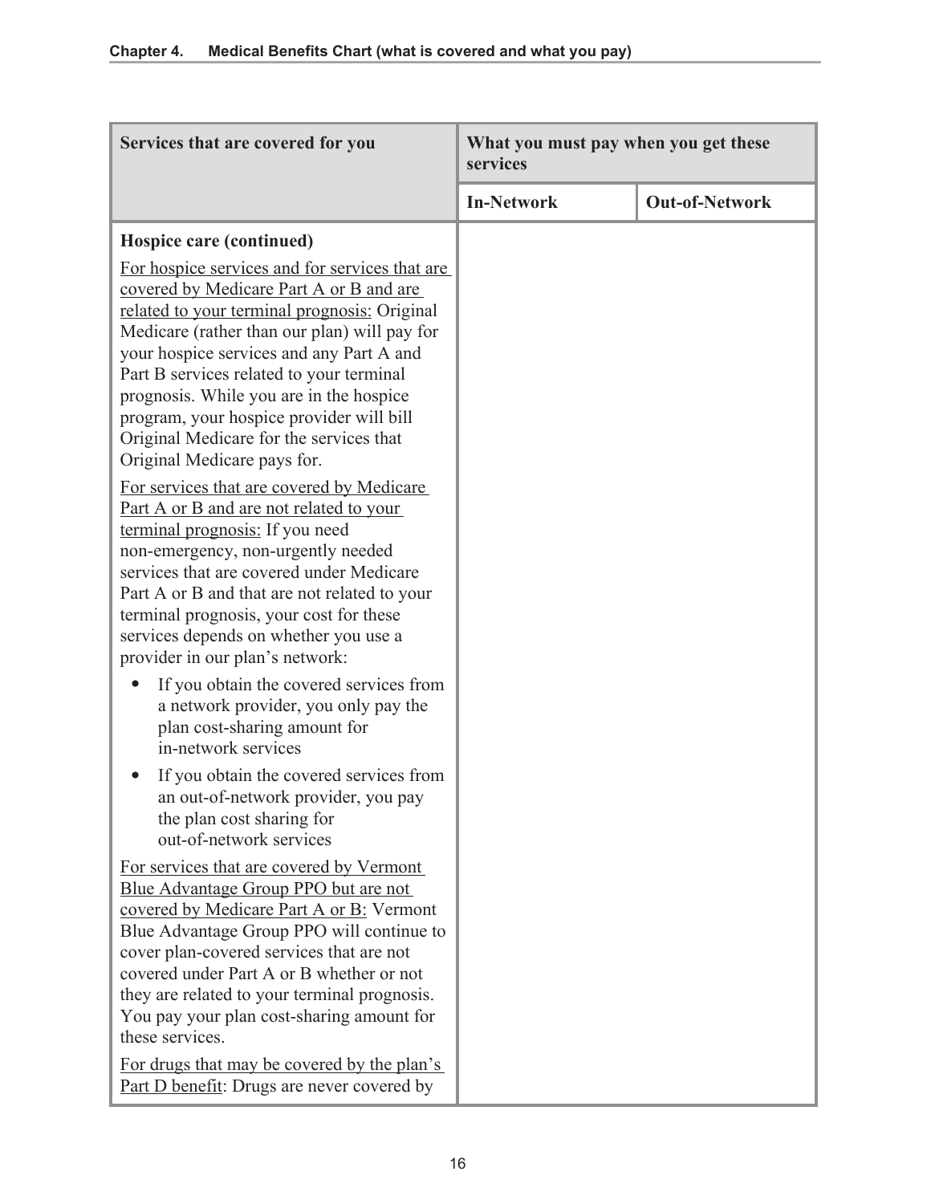| Services that are covered for you | What you must pay when you get these services | |
|---|---|---|
| | **In-Network** | **Out-of-Network** |
| **Hospice care (continued)**<br><br>For hospice services and for services that are covered by Medicare Part A or B and are related to your terminal prognosis: Original Medicare (rather than our plan) will pay for your hospice services and any Part A and Part B services related to your terminal prognosis. While you are in the hospice program, your hospice provider will bill Original Medicare for the services that Original Medicare pays for.<br><br>For services that are covered by Medicare Part A or B and are not related to your terminal prognosis: If you need non-emergency, non-urgently needed services that are covered under Medicare Part A or B and that are not related to your terminal prognosis, your cost for these services depends on whether you use a provider in our plan's network:<br><br>• If you obtain the covered services from a network provider, you only pay the plan cost-sharing amount for in-network services<br>• If you obtain the covered services from an out-of-network provider, you pay the plan cost sharing for out-of-network services<br><br>For services that are covered by Vermont Blue Advantage Group PPO but are not covered by Medicare Part A or B: Vermont Blue Advantage Group PPO will continue to cover plan-covered services that are not covered under Part A or B whether or not they are related to your terminal prognosis. You pay your plan cost-sharing amount for these services.<br><br>For drugs that may be covered by the plan's Part D benefit: Drugs are never covered by | | |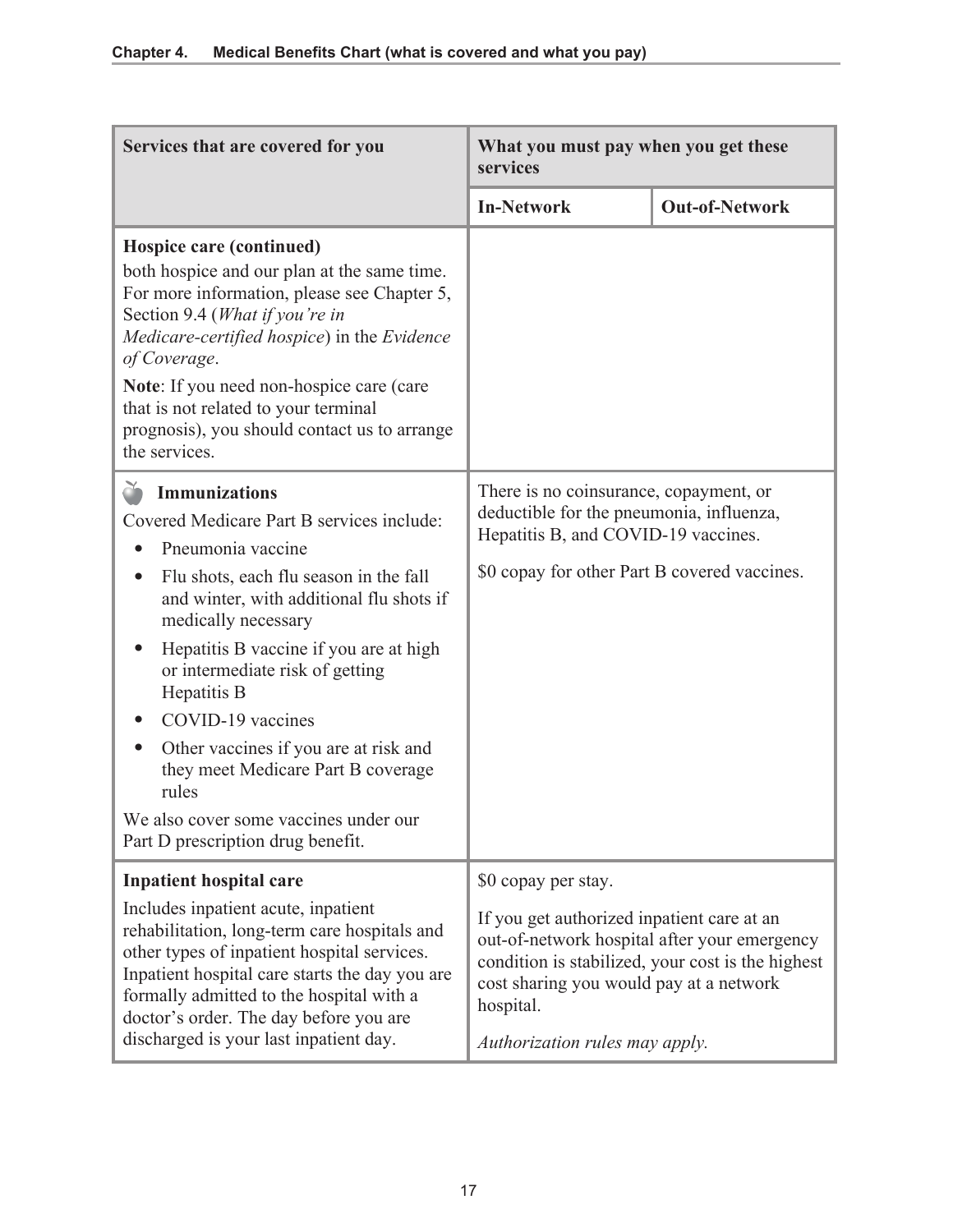| Services that are covered for you | What you must pay when you get these services | |
|---|---|---|
| | **In-Network** | **Out-of-Network** |
| **Hospice care (continued)**<br>both hospice and our plan at the same time. For more information, please see Chapter 5, Section 9.4 (*What if you're in Medicare-certified hospice*) in the *Evidence of Coverage*.<br>**Note**: If you need non-hospice care (care that is not related to your terminal prognosis), you should contact us to arrange the services. | | |
| **Immunizations**<br>Covered Medicare Part B services include:<br>• Pneumonia vaccine<br>• Flu shots, each flu season in the fall and winter, with additional flu shots if medically necessary<br>• Hepatitis B vaccine if you are at high or intermediate risk of getting Hepatitis B<br>• COVID-19 vaccines<br>• Other vaccines if you are at risk and they meet Medicare Part B coverage rules<br>We also cover some vaccines under our Part D prescription drug benefit. | There is no coinsurance, copayment, or deductible for the pneumonia, influenza, Hepatitis B, and COVID-19 vaccines.<br>$0 copay for other Part B covered vaccines. | |
| **Inpatient hospital care**<br>Includes inpatient acute, inpatient rehabilitation, long-term care hospitals and other types of inpatient hospital services. Inpatient hospital care starts the day you are formally admitted to the hospital with a doctor's order. The day before you are discharged is your last inpatient day. | $0 copay per stay.<br>If you get authorized inpatient care at an out-of-network hospital after your emergency condition is stabilized, your cost is the highest cost sharing you would pay at a network hospital.<br>*Authorization rules may apply.* | |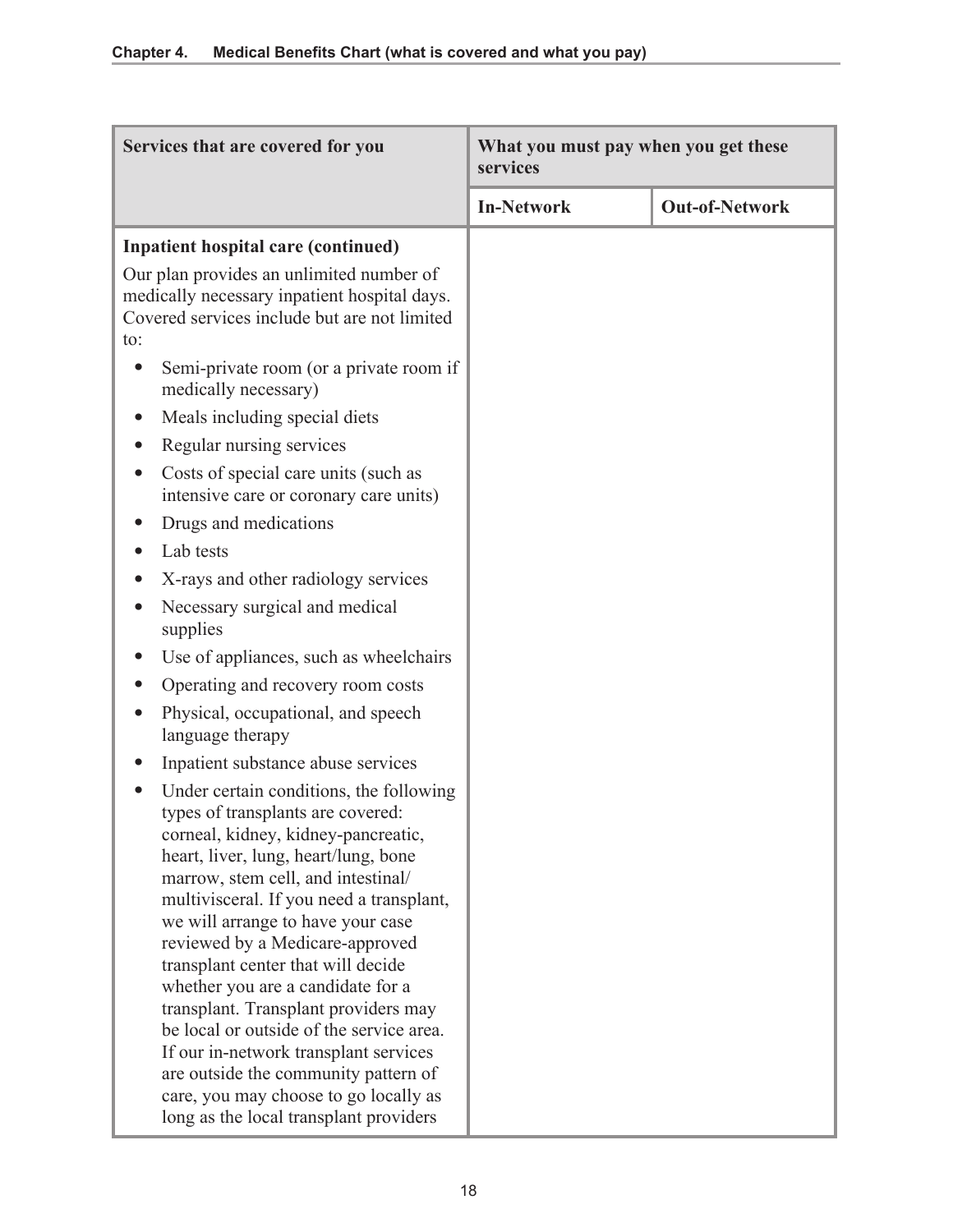| Services that are covered for you | What you must pay when you get these services | |
|---|---|---|
| | **In-Network** | **Out-of-Network** |
| **Inpatient hospital care (continued)**<br><br>Our plan provides an unlimited number of medically necessary inpatient hospital days. Covered services include but are not limited to:<br><br>• Semi-private room (or a private room if medically necessary)<br>• Meals including special diets<br>• Regular nursing services<br>• Costs of special care units (such as intensive care or coronary care units)<br>• Drugs and medications<br>• Lab tests<br>• X-rays and other radiology services<br>• Necessary surgical and medical supplies<br>• Use of appliances, such as wheelchairs<br>• Operating and recovery room costs<br>• Physical, occupational, and speech language therapy<br>• Inpatient substance abuse services<br>• Under certain conditions, the following types of transplants are covered: corneal, kidney, kidney-pancreatic, heart, liver, lung, heart/lung, bone marrow, stem cell, and intestinal/multivisceral. If you need a transplant, we will arrange to have your case reviewed by a Medicare-approved transplant center that will decide whether you are a candidate for a transplant. Transplant providers may be local or outside of the service area. If our in-network transplant services are outside the community pattern of care, you may choose to go locally as long as the local transplant providers | | |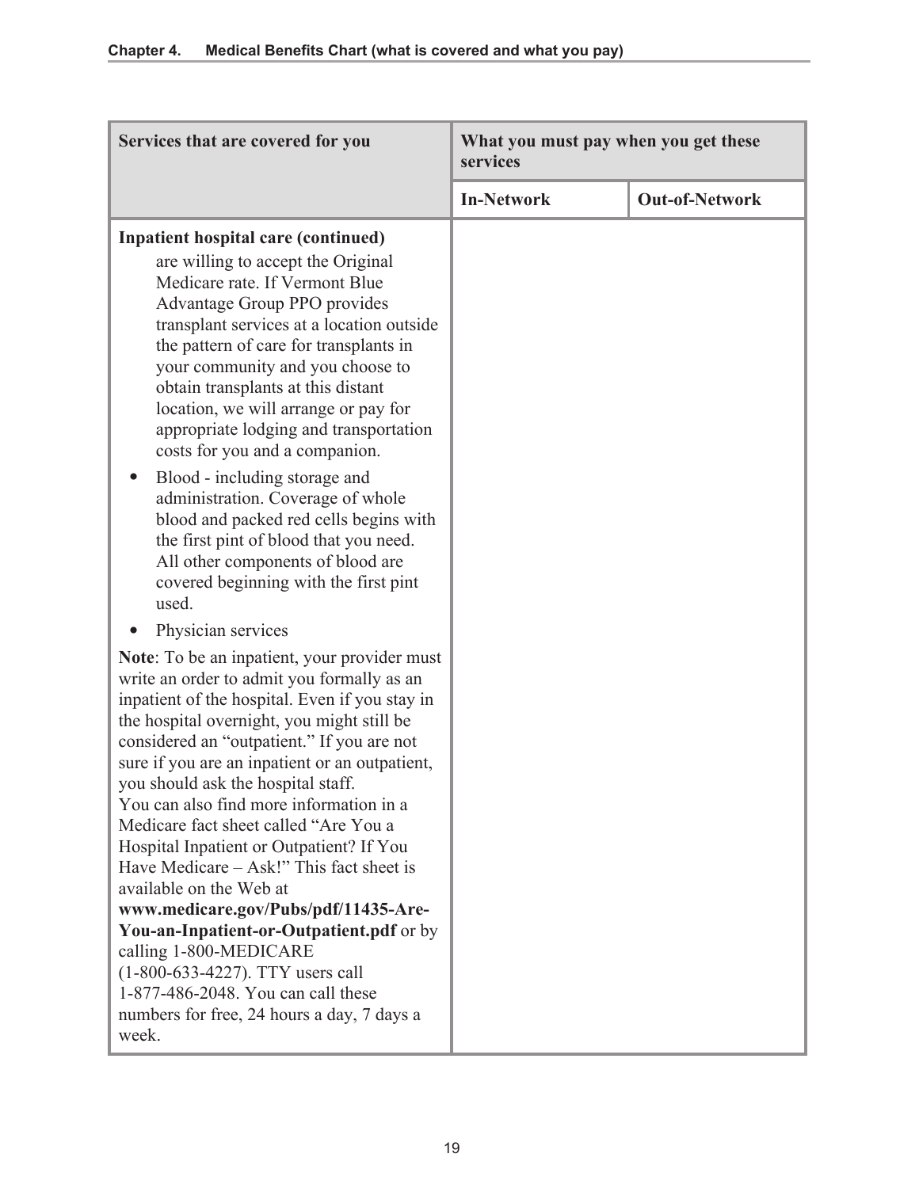| Services that are covered for you | What you must pay when you get these services | |
|---|---|---|
| | **In-Network** | **Out-of-Network** |
| **Inpatient hospital care (continued)**<br>are willing to accept the Original Medicare rate. If Vermont Blue Advantage Group PPO provides transplant services at a location outside the pattern of care for transplants in your community and you choose to obtain transplants at this distant location, we will arrange or pay for appropriate lodging and transportation costs for you and a companion.<br>• Blood - including storage and administration. Coverage of whole blood and packed red cells begins with the first pint of blood that you need. All other components of blood are covered beginning with the first pint used.<br>• Physician services<br>**Note**: To be an inpatient, your provider must write an order to admit you formally as an inpatient of the hospital. Even if you stay in the hospital overnight, you might still be considered an "outpatient." If you are not sure if you are an inpatient or an outpatient, you should ask the hospital staff.<br>You can also find more information in a Medicare fact sheet called "Are You a Hospital Inpatient or Outpatient? If You Have Medicare – Ask!" This fact sheet is available on the Web at **www.medicare.gov/Pubs/pdf/11435-Are-You-an-Inpatient-or-Outpatient.pdf** or by calling 1-800-MEDICARE (1-800-633-4227). TTY users call 1-877-486-2048. You can call these numbers for free, 24 hours a day, 7 days a week. | | |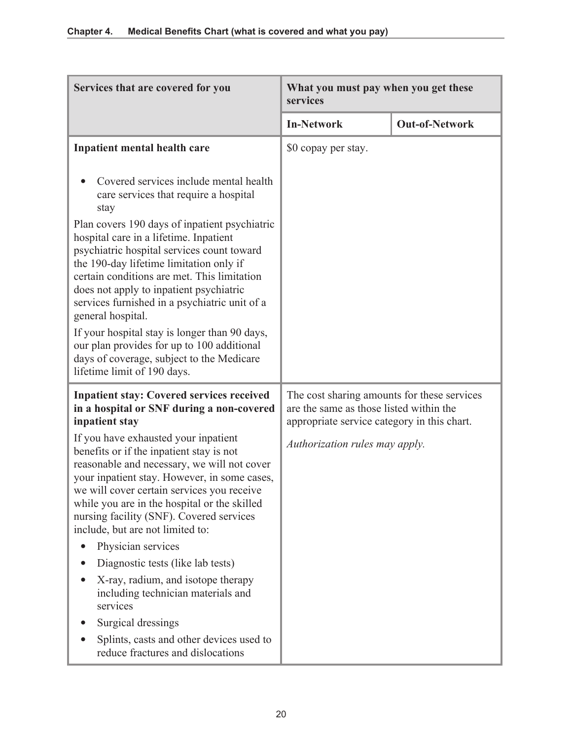| Services that are covered for you | What you must pay when you get these services | |
|---|---|---|
| | **In-Network** | **Out-of-Network** |
| **Inpatient mental health care**<br><br>• Covered services include mental health care services that require a hospital stay<br><br>Plan covers 190 days of inpatient psychiatric hospital care in a lifetime. Inpatient psychiatric hospital services count toward the 190-day lifetime limitation only if certain conditions are met. This limitation does not apply to inpatient psychiatric services furnished in a psychiatric unit of a general hospital.<br><br>If your hospital stay is longer than 90 days, our plan provides for up to 100 additional days of coverage, subject to the Medicare lifetime limit of 190 days. | $0 copay per stay. | |
| **Inpatient stay: Covered services received in a hospital or SNF during a non-covered inpatient stay**<br><br>If you have exhausted your inpatient benefits or if the inpatient stay is not reasonable and necessary, we will not cover your inpatient stay. However, in some cases, we will cover certain services you receive while you are in the hospital or the skilled nursing facility (SNF). Covered services include, but are not limited to:<br><br>• Physician services<br>• Diagnostic tests (like lab tests)<br>• X-ray, radium, and isotope therapy including technician materials and services<br>• Surgical dressings<br>• Splints, casts and other devices used to reduce fractures and dislocations | The cost sharing amounts for these services are the same as those listed within the appropriate service category in this chart.<br><br>*Authorization rules may apply.* | |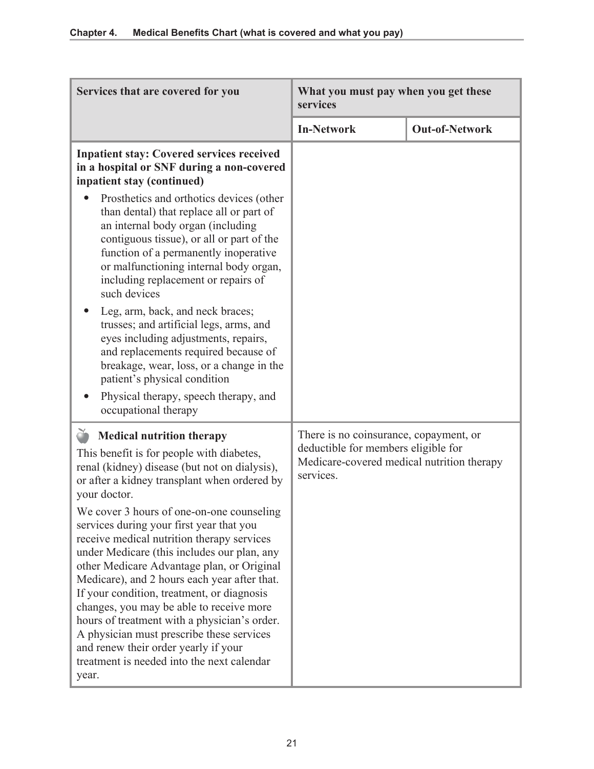| Services that are covered for you | What you must pay when you get these services | |
|---|---|---|
| | **In-Network** | **Out-of-Network** |
| **Inpatient stay: Covered services received in a hospital or SNF during a non-covered inpatient stay (continued)**<br><br>• Prosthetics and orthotics devices (other than dental) that replace all or part of an internal body organ (including contiguous tissue), or all or part of the function of a permanently inoperative or malfunctioning internal body organ, including replacement or repairs of such devices<br>• Leg, arm, back, and neck braces; trusses; and artificial legs, arms, and eyes including adjustments, repairs, and replacements required because of breakage, wear, loss, or a change in the patient's physical condition<br>• Physical therapy, speech therapy, and occupational therapy | | |
| **Medical nutrition therapy**<br><br>This benefit is for people with diabetes, renal (kidney) disease (but not on dialysis), or after a kidney transplant when ordered by your doctor.<br><br>We cover 3 hours of one-on-one counseling services during your first year that you receive medical nutrition therapy services under Medicare (this includes our plan, any other Medicare Advantage plan, or Original Medicare), and 2 hours each year after that. If your condition, treatment, or diagnosis changes, you may be able to receive more hours of treatment with a physician's order. A physician must prescribe these services and renew their order yearly if your treatment is needed into the next calendar year. | There is no coinsurance, copayment, or deductible for members eligible for Medicare-covered medical nutrition therapy services. | |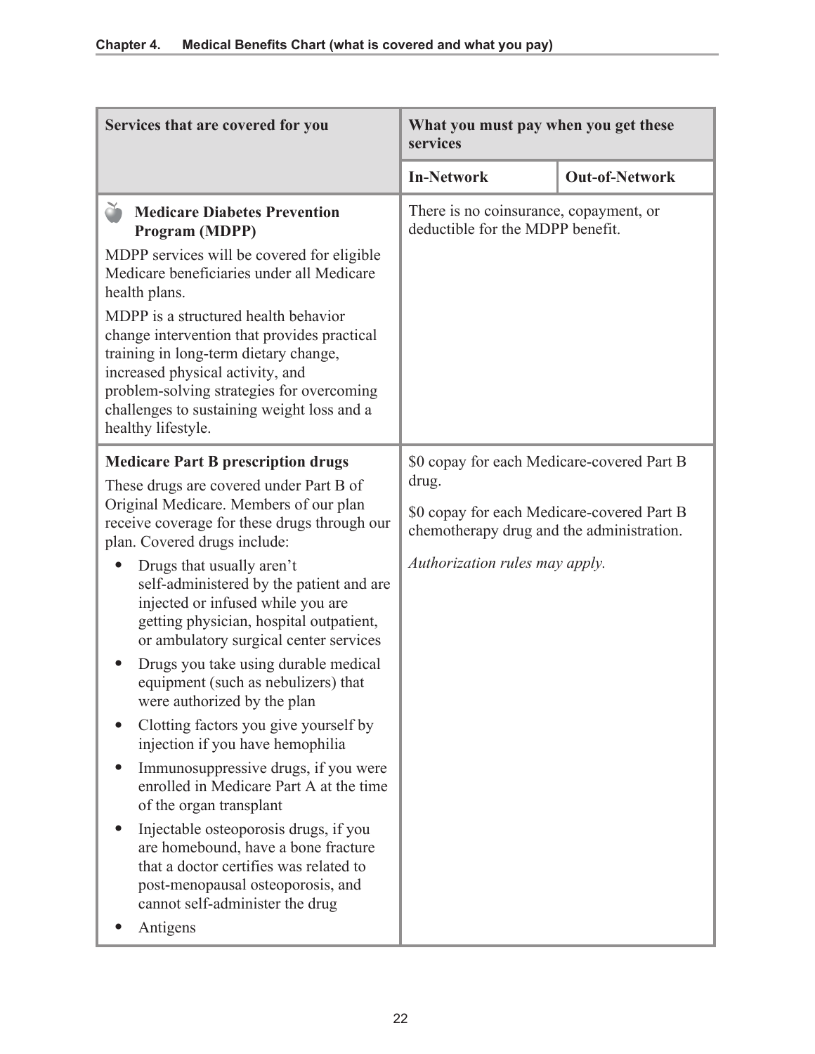| Services that are covered for you | What you must pay when you get these services | |
|---|---|---|
| | **In-Network** | **Out-of-Network** |
| **Medicare Diabetes Prevention Program (MDPP)**<br><br>MDPP services will be covered for eligible Medicare beneficiaries under all Medicare health plans.<br><br>MDPP is a structured health behavior change intervention that provides practical training in long-term dietary change, increased physical activity, and problem-solving strategies for overcoming challenges to sustaining weight loss and a healthy lifestyle. | There is no coinsurance, copayment, or deductible for the MDPP benefit. | |
| **Medicare Part B prescription drugs**<br><br>These drugs are covered under Part B of Original Medicare. Members of our plan receive coverage for these drugs through our plan. Covered drugs include:<br><br>• Drugs that usually aren't self-administered by the patient and are injected or infused while you are getting physician, hospital outpatient, or ambulatory surgical center services<br>• Drugs you take using durable medical equipment (such as nebulizers) that were authorized by the plan<br>• Clotting factors you give yourself by injection if you have hemophilia<br>• Immunosuppressive drugs, if you were enrolled in Medicare Part A at the time of the organ transplant<br>• Injectable osteoporosis drugs, if you are homebound, have a bone fracture that a doctor certifies was related to post-menopausal osteoporosis, and cannot self-administer the drug<br>• Antigens | $0 copay for each Medicare-covered Part B drug.<br><br>$0 copay for each Medicare-covered Part B chemotherapy drug and the administration.<br><br>*Authorization rules may apply.* | |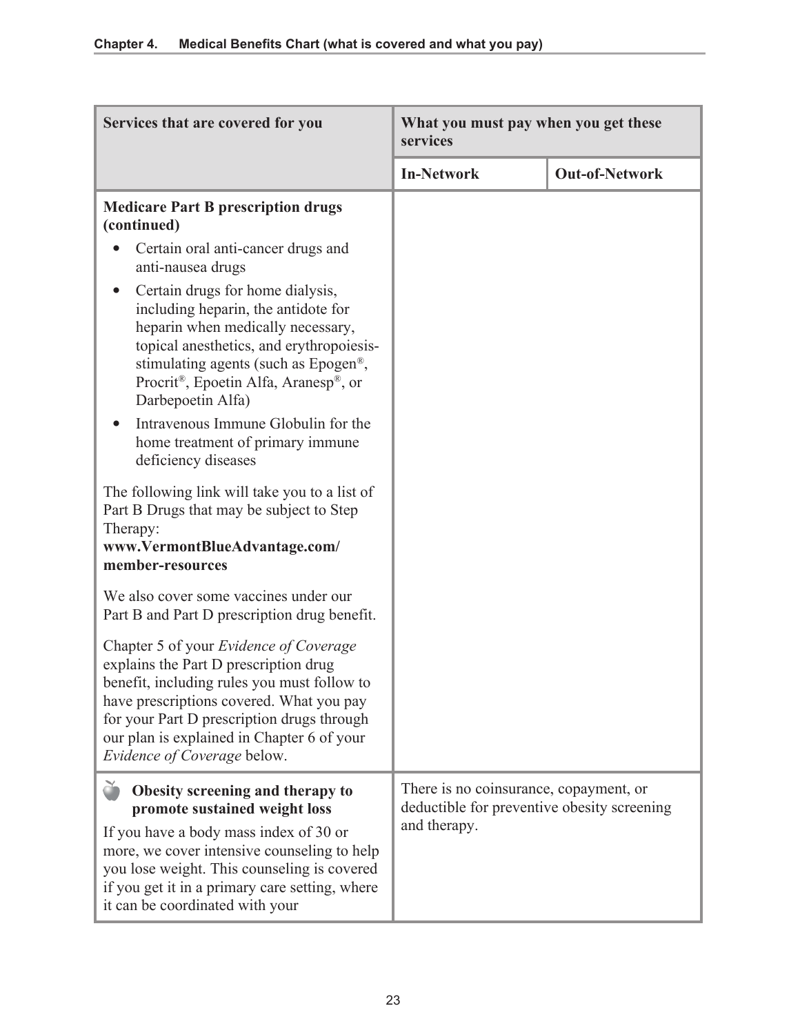| Services that are covered for you | What you must pay when you get these services | |
|---|---|---|
| | **In-Network** | **Out-of-Network** |
| **Medicare Part B prescription drugs (continued)**<br>• Certain oral anti-cancer drugs and anti-nausea drugs<br>• Certain drugs for home dialysis, including heparin, the antidote for heparin when medically necessary, topical anesthetics, and erythropoiesis-stimulating agents (such as Epogen®, Procrit®, Epoetin Alfa, Aranesp®, or Darbepoetin Alfa)<br>• Intravenous Immune Globulin for the home treatment of primary immune deficiency diseases<br><br>The following link will take you to a list of Part B Drugs that may be subject to Step Therapy: **www.VermontBlueAdvantage.com/member-resources**<br><br>We also cover some vaccines under our Part B and Part D prescription drug benefit.<br><br>Chapter 5 of your *Evidence of Coverage* explains the Part D prescription drug benefit, including rules you must follow to have prescriptions covered. What you pay for your Part D prescription drugs through our plan is explained in Chapter 6 of your *Evidence of Coverage* below. | | |
| **Obesity screening and therapy to promote sustained weight loss**<br><br>If you have a body mass index of 30 or more, we cover intensive counseling to help you lose weight. This counseling is covered if you get it in a primary care setting, where it can be coordinated with your | There is no coinsurance, copayment, or deductible for preventive obesity screening and therapy. | |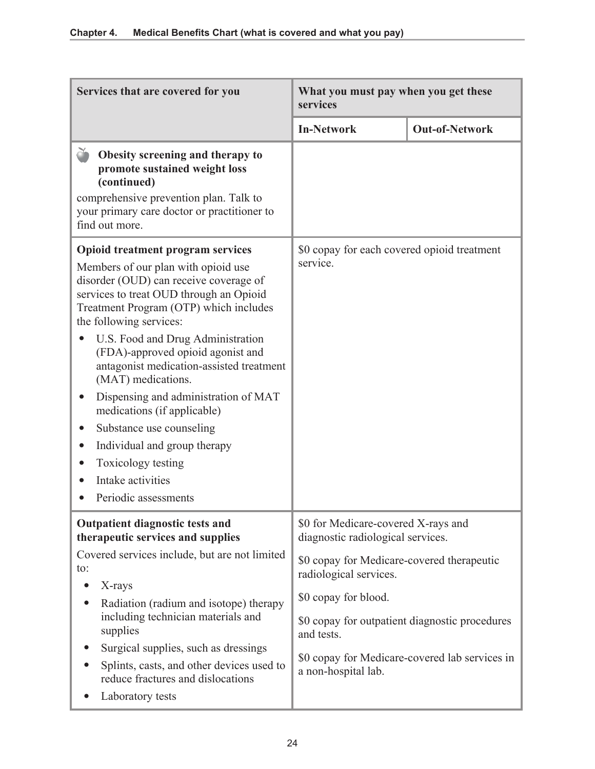| Services that are covered for you | What you must pay when you get these services | |
|---|---|---|
| | **In-Network** | **Out-of-Network** |
| 🍎 **Obesity screening and therapy to promote sustained weight loss (continued)**<br>comprehensive prevention plan. Talk to your primary care doctor or practitioner to find out more. | | |
| **Opioid treatment program services**<br>Members of our plan with opioid use disorder (OUD) can receive coverage of services to treat OUD through an Opioid Treatment Program (OTP) which includes the following services:<br>• U.S. Food and Drug Administration (FDA)-approved opioid agonist and antagonist medication-assisted treatment (MAT) medications.<br>• Dispensing and administration of MAT medications (if applicable)<br>• Substance use counseling<br>• Individual and group therapy<br>• Toxicology testing<br>• Intake activities<br>• Periodic assessments | $0 copay for each covered opioid treatment service. | |
| **Outpatient diagnostic tests and therapeutic services and supplies**<br>Covered services include, but are not limited to:<br>• X-rays<br>• Radiation (radium and isotope) therapy including technician materials and supplies<br>• Surgical supplies, such as dressings<br>• Splints, casts, and other devices used to reduce fractures and dislocations<br>• Laboratory tests | $0 for Medicare-covered X-rays and diagnostic radiological services.<br><br>$0 copay for Medicare-covered therapeutic radiological services.<br><br>$0 copay for blood.<br><br>$0 copay for outpatient diagnostic procedures and tests.<br><br>$0 copay for Medicare-covered lab services in a non-hospital lab. | |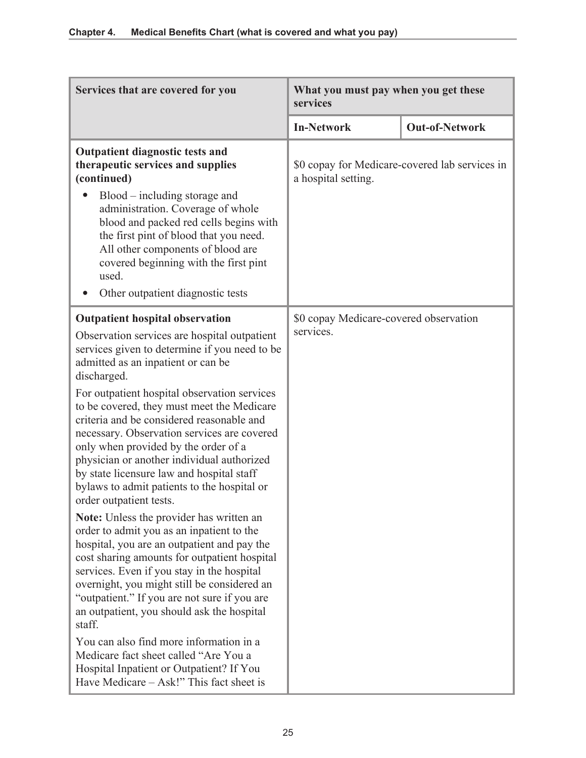| Services that are covered for you | What you must pay when you get these services | |
|---|---|---|
| | **In-Network** | **Out-of-Network** |
| **Outpatient diagnostic tests and therapeutic services and supplies (continued)**<br>• Blood – including storage and administration. Coverage of whole blood and packed red cells begins with the first pint of blood that you need. All other components of blood are covered beginning with the first pint used.<br>• Other outpatient diagnostic tests | $0 copay for Medicare-covered lab services in a hospital setting. | |
| **Outpatient hospital observation**<br>Observation services are hospital outpatient services given to determine if you need to be admitted as an inpatient or can be discharged.<br>For outpatient hospital observation services to be covered, they must meet the Medicare criteria and be considered reasonable and necessary. Observation services are covered only when provided by the order of a physician or another individual authorized by state licensure law and hospital staff bylaws to admit patients to the hospital or order outpatient tests.<br>**Note:** Unless the provider has written an order to admit you as an inpatient to the hospital, you are an outpatient and pay the cost sharing amounts for outpatient hospital services. Even if you stay in the hospital overnight, you might still be considered an "outpatient." If you are not sure if you are an outpatient, you should ask the hospital staff.<br>You can also find more information in a Medicare fact sheet called "Are You a Hospital Inpatient or Outpatient? If You Have Medicare – Ask!" This fact sheet is | $0 copay Medicare-covered observation services. | |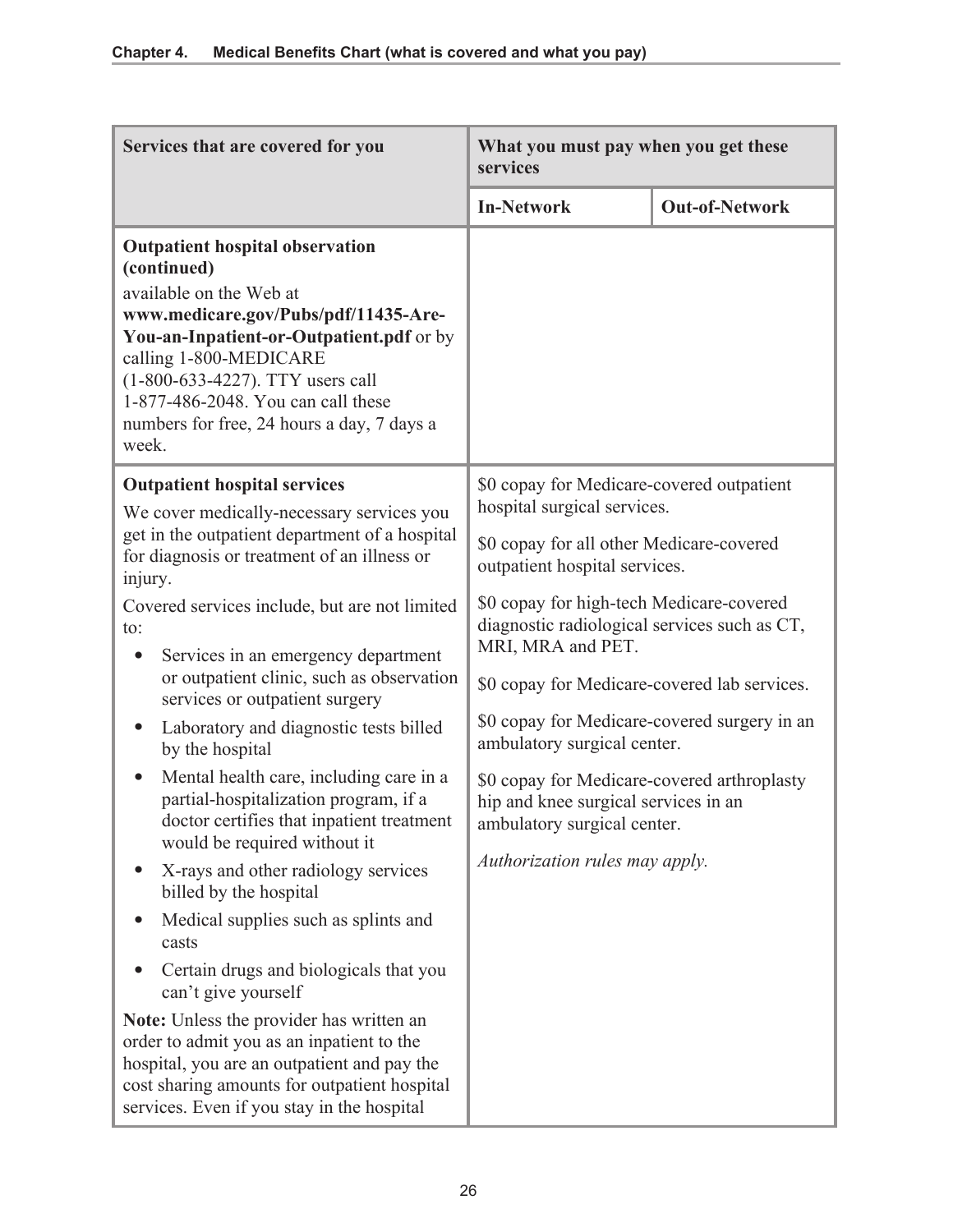| Services that are covered for you | What you must pay when you get these services | |
|---|---|---|
| | **In-Network** | **Out-of-Network** |
| **Outpatient hospital observation (continued)**<br>available on the Web at **www.medicare.gov/Pubs/pdf/11435-Are-You-an-Inpatient-or-Outpatient.pdf** or by calling 1-800-MEDICARE (1-800-633-4227). TTY users call 1-877-486-2048. You can call these numbers for free, 24 hours a day, 7 days a week. | | |
| **Outpatient hospital services**<br>We cover medically-necessary services you get in the outpatient department of a hospital for diagnosis or treatment of an illness or injury.<br>Covered services include, but are not limited to:<br>• Services in an emergency department or outpatient clinic, such as observation services or outpatient surgery<br>• Laboratory and diagnostic tests billed by the hospital<br>• Mental health care, including care in a partial-hospitalization program, if a doctor certifies that inpatient treatment would be required without it<br>• X-rays and other radiology services billed by the hospital<br>• Medical supplies such as splints and casts<br>• Certain drugs and biologicals that you can't give yourself<br>**Note:** Unless the provider has written an order to admit you as an inpatient to the hospital, you are an outpatient and pay the cost sharing amounts for outpatient hospital services. Even if you stay in the hospital | $0 copay for Medicare-covered outpatient hospital surgical services.<br>$0 copay for all other Medicare-covered outpatient hospital services.<br>$0 copay for high-tech Medicare-covered diagnostic radiological services such as CT, MRI, MRA and PET.<br>$0 copay for Medicare-covered lab services.<br>$0 copay for Medicare-covered surgery in an ambulatory surgical center.<br>$0 copay for Medicare-covered arthroplasty hip and knee surgical services in an ambulatory surgical center.<br>*Authorization rules may apply.* | |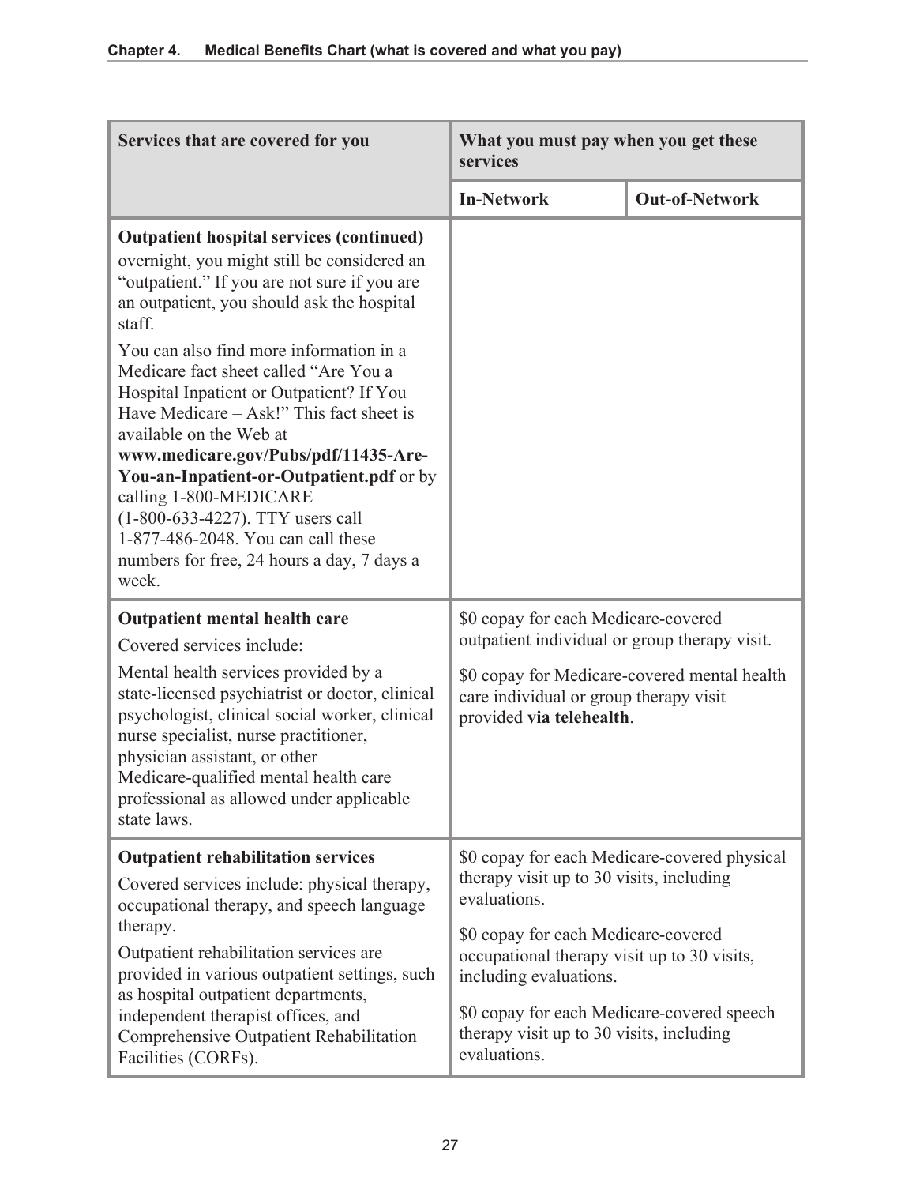| Services that are covered for you | What you must pay when you get these services | |
|---|---|---|
| | **In-Network** | **Out-of-Network** |
| **Outpatient hospital services (continued)**<br>overnight, you might still be considered an "outpatient." If you are not sure if you are an outpatient, you should ask the hospital staff.<br><br>You can also find more information in a Medicare fact sheet called "Are You a Hospital Inpatient or Outpatient? If You Have Medicare – Ask!" This fact sheet is available on the Web at **www.medicare.gov/Pubs/pdf/11435-Are-You-an-Inpatient-or-Outpatient.pdf** or by calling 1-800-MEDICARE (1-800-633-4227). TTY users call 1-877-486-2048. You can call these numbers for free, 24 hours a day, 7 days a week. | | |
| **Outpatient mental health care**<br>Covered services include:<br><br>Mental health services provided by a state-licensed psychiatrist or doctor, clinical psychologist, clinical social worker, clinical nurse specialist, nurse practitioner, physician assistant, or other Medicare-qualified mental health care professional as allowed under applicable state laws. | $0 copay for each Medicare-covered outpatient individual or group therapy visit.<br><br>$0 copay for Medicare-covered mental health care individual or group therapy visit provided **via telehealth**. | |
| **Outpatient rehabilitation services**<br>Covered services include: physical therapy, occupational therapy, and speech language therapy.<br><br>Outpatient rehabilitation services are provided in various outpatient settings, such as hospital outpatient departments, independent therapist offices, and Comprehensive Outpatient Rehabilitation Facilities (CORFs). | $0 copay for each Medicare-covered physical therapy visit up to 30 visits, including evaluations.<br><br>$0 copay for each Medicare-covered occupational therapy visit up to 30 visits, including evaluations.<br><br>$0 copay for each Medicare-covered speech therapy visit up to 30 visits, including evaluations. | |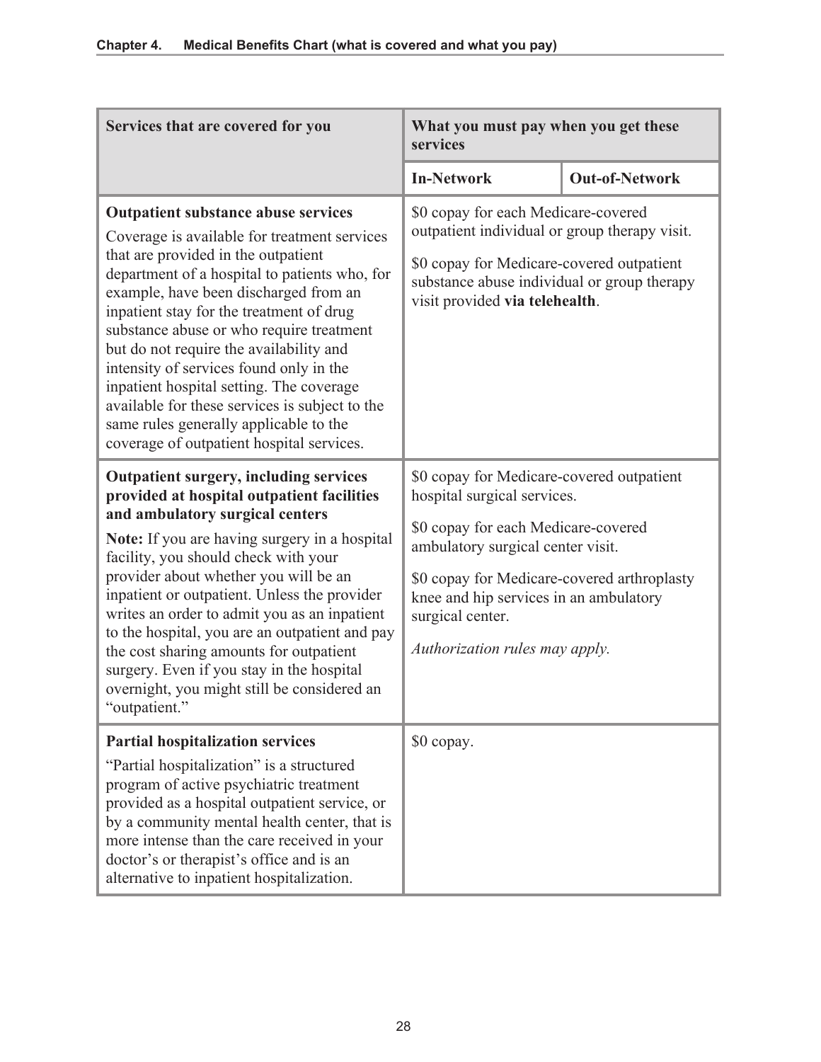| Services that are covered for you | What you must pay when you get these services | |
|---|---|---|
| | **In-Network** | **Out-of-Network** |
| **Outpatient substance abuse services**<br>Coverage is available for treatment services that are provided in the outpatient department of a hospital to patients who, for example, have been discharged from an inpatient stay for the treatment of drug substance abuse or who require treatment but do not require the availability and intensity of services found only in the inpatient hospital setting. The coverage available for these services is subject to the same rules generally applicable to the coverage of outpatient hospital services. | $0 copay for each Medicare-covered outpatient individual or group therapy visit.<br><br>$0 copay for Medicare-covered outpatient substance abuse individual or group therapy visit provided **via telehealth**. | |
| **Outpatient surgery, including services provided at hospital outpatient facilities and ambulatory surgical centers**<br>**Note:** If you are having surgery in a hospital facility, you should check with your provider about whether you will be an inpatient or outpatient. Unless the provider writes an order to admit you as an inpatient to the hospital, you are an outpatient and pay the cost sharing amounts for outpatient surgery. Even if you stay in the hospital overnight, you might still be considered an "outpatient." | $0 copay for Medicare-covered outpatient hospital surgical services.<br><br>$0 copay for each Medicare-covered ambulatory surgical center visit.<br><br>$0 copay for Medicare-covered arthroplasty knee and hip services in an ambulatory surgical center.<br><br>*Authorization rules may apply.* | |
| **Partial hospitalization services**<br>"Partial hospitalization" is a structured program of active psychiatric treatment provided as a hospital outpatient service, or by a community mental health center, that is more intense than the care received in your doctor's or therapist's office and is an alternative to inpatient hospitalization. | $0 copay. | |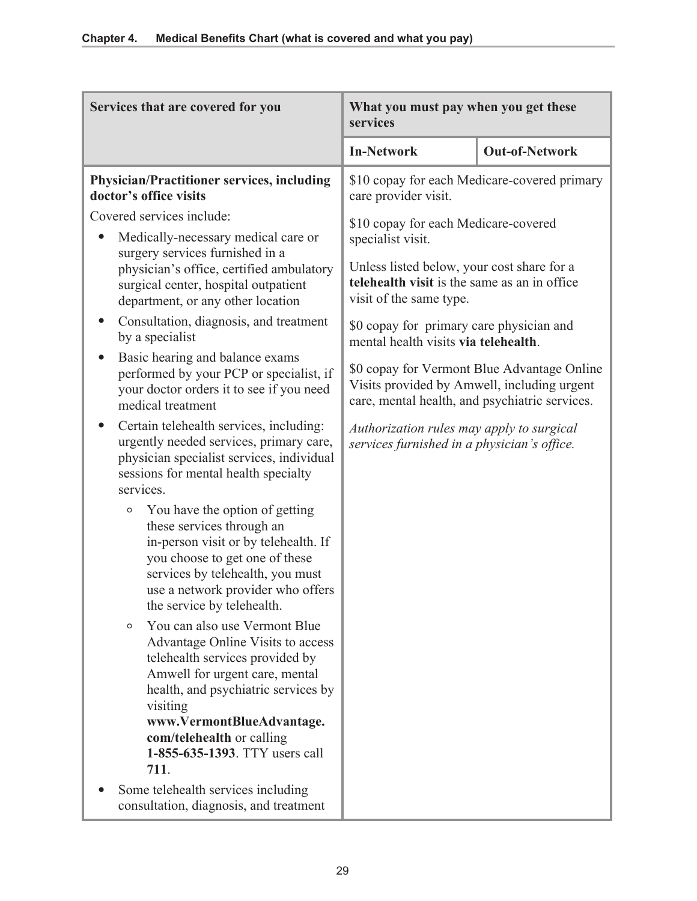| Services that are covered for you | What you must pay when you get these services | |
|---|---|---|
| | **In-Network** | **Out-of-Network** |
| **Physician/Practitioner services, including doctor's office visits**<br><br>Covered services include:<br><br>• Medically-necessary medical care or surgery services furnished in a physician's office, certified ambulatory surgical center, hospital outpatient department, or any other location<br>• Consultation, diagnosis, and treatment by a specialist<br>• Basic hearing and balance exams performed by your PCP or specialist, if your doctor orders it to see if you need medical treatment<br>• Certain telehealth services, including: urgently needed services, primary care, physician specialist services, individual sessions for mental health specialty services.<br>&nbsp;&nbsp;&nbsp;&nbsp;○ You have the option of getting these services through an in-person visit or by telehealth. If you choose to get one of these services by telehealth, you must use a network provider who offers the service by telehealth.<br>&nbsp;&nbsp;&nbsp;&nbsp;○ You can also use Vermont Blue Advantage Online Visits to access telehealth services provided by Amwell for urgent care, mental health, and psychiatric services by visiting **www.VermontBlueAdvantage.com/telehealth** or calling **1-855-635-1393**. TTY users call **711**.<br>• Some telehealth services including consultation, diagnosis, and treatment | $10 copay for each Medicare-covered primary care provider visit.<br><br>$10 copay for each Medicare-covered specialist visit.<br><br>Unless listed below, your cost share for a **telehealth visit** is the same as an in office visit of the same type.<br><br>$0 copay for primary care physician and mental health visits **via telehealth**.<br><br>$0 copay for Vermont Blue Advantage Online Visits provided by Amwell, including urgent care, mental health, and psychiatric services.<br><br>*Authorization rules may apply to surgical services furnished in a physician's office.* | |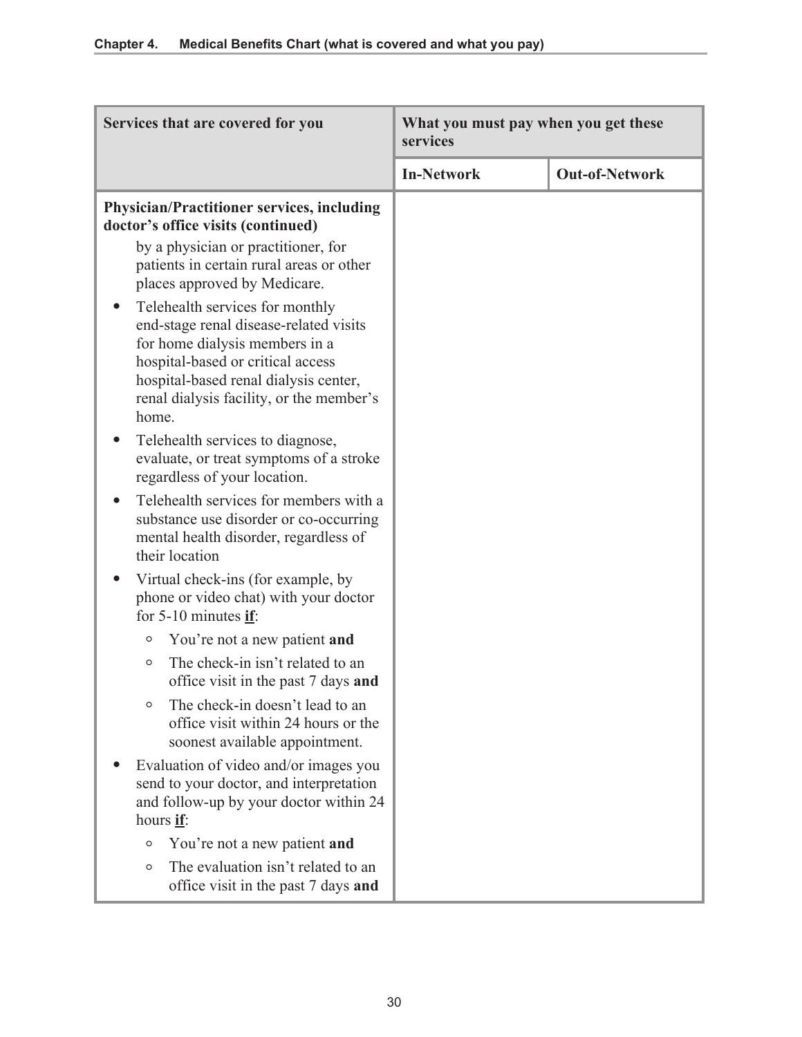| Services that are covered for you | What you must pay when you get these services | |
|---|---|---|
| | **In-Network** | **Out-of-Network** |
| **Physician/Practitioner services, including doctor's office visits (continued)**<br><br>by a physician or practitioner, for patients in certain rural areas or other places approved by Medicare.<br><br>• Telehealth services for monthly end-stage renal disease-related visits for home dialysis members in a hospital-based or critical access hospital-based renal dialysis center, renal dialysis facility, or the member's home.<br><br>• Telehealth services to diagnose, evaluate, or treat symptoms of a stroke regardless of your location.<br><br>• Telehealth services for members with a substance use disorder or co-occurring mental health disorder, regardless of their location<br><br>• Virtual check-ins (for example, by phone or video chat) with your doctor for 5-10 minutes **<u>if</u>**:<br>&nbsp;&nbsp;◦ You're not a new patient **and**<br>&nbsp;&nbsp;◦ The check-in isn't related to an office visit in the past 7 days **and**<br>&nbsp;&nbsp;◦ The check-in doesn't lead to an office visit within 24 hours or the soonest available appointment.<br><br>• Evaluation of video and/or images you send to your doctor, and interpretation and follow-up by your doctor within 24 hours **<u>if</u>**:<br>&nbsp;&nbsp;◦ You're not a new patient **and**<br>&nbsp;&nbsp;◦ The evaluation isn't related to an office visit in the past 7 days **and** | | |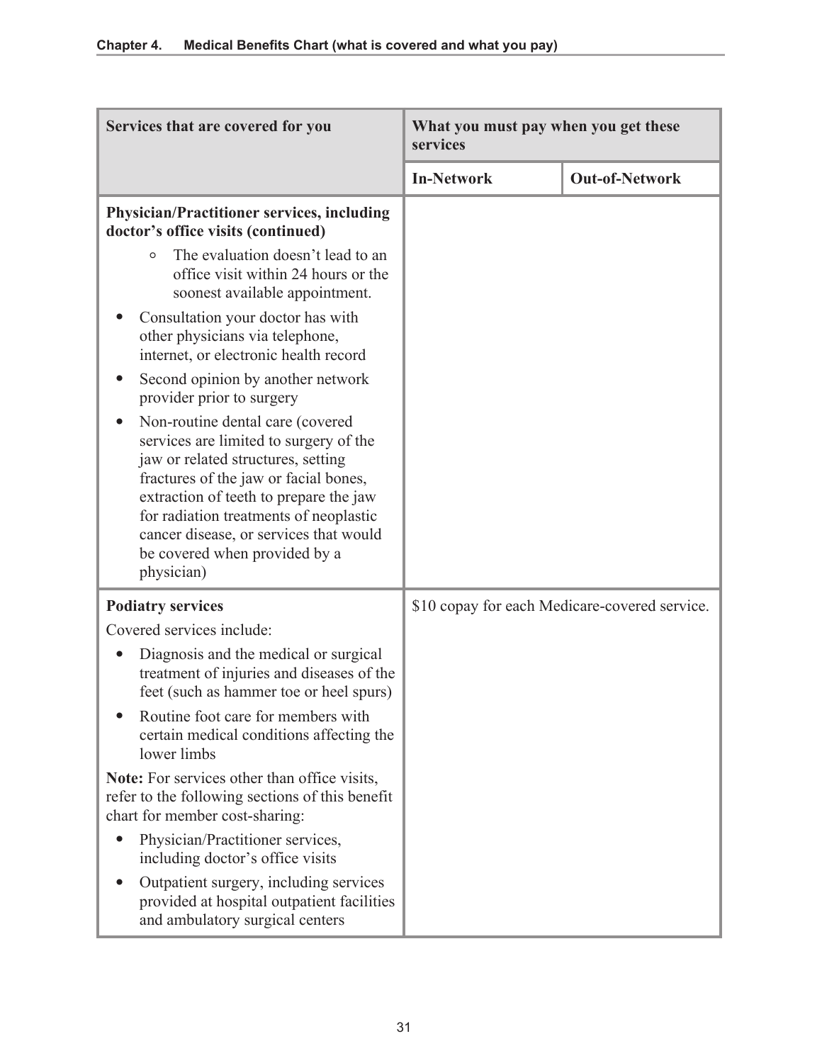| Services that are covered for you | What you must pay when you get these services | |
|---|---|---|
| | **In-Network** | **Out-of-Network** |
| **Physician/Practitioner services, including doctor's office visits (continued)**<br>◦ The evaluation doesn't lead to an office visit within 24 hours or the soonest available appointment.<br>• Consultation your doctor has with other physicians via telephone, internet, or electronic health record<br>• Second opinion by another network provider prior to surgery<br>• Non-routine dental care (covered services are limited to surgery of the jaw or related structures, setting fractures of the jaw or facial bones, extraction of teeth to prepare the jaw for radiation treatments of neoplastic cancer disease, or services that would be covered when provided by a physician) | | |
| **Podiatry services**<br>Covered services include:<br>• Diagnosis and the medical or surgical treatment of injuries and diseases of the feet (such as hammer toe or heel spurs)<br>• Routine foot care for members with certain medical conditions affecting the lower limbs<br>**Note:** For services other than office visits, refer to the following sections of this benefit chart for member cost-sharing:<br>• Physician/Practitioner services, including doctor's office visits<br>• Outpatient surgery, including services provided at hospital outpatient facilities and ambulatory surgical centers | $10 copay for each Medicare-covered service. | |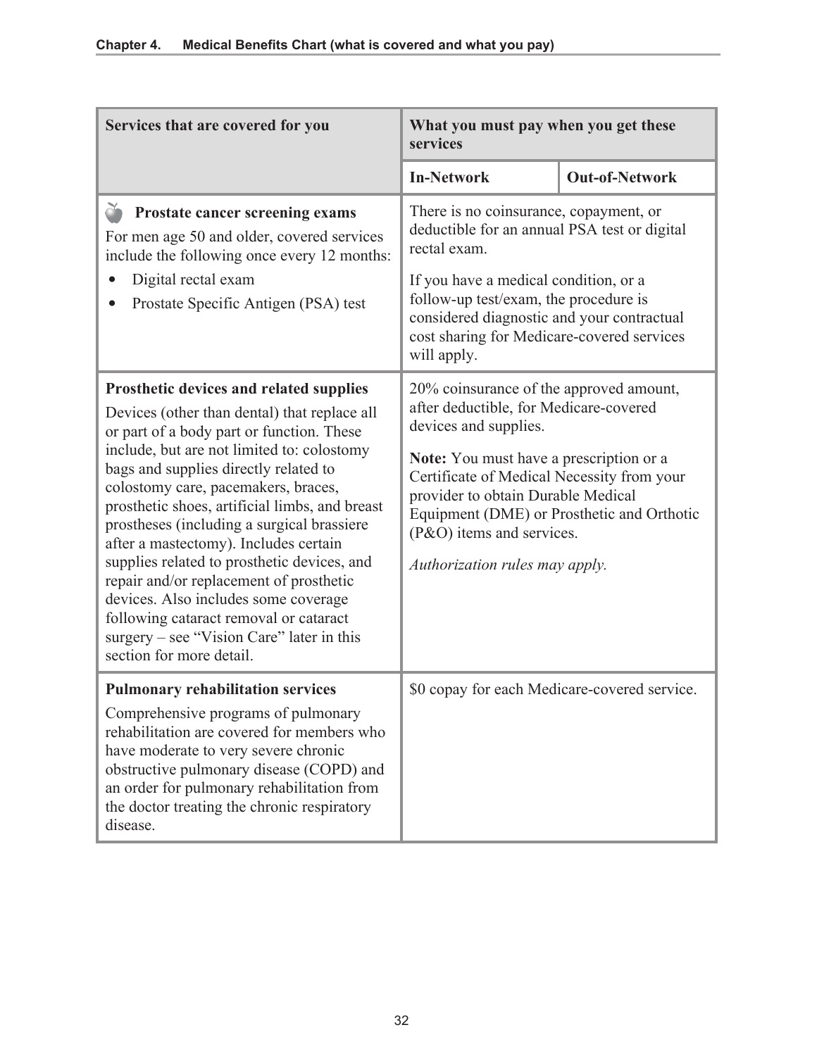| Services that are covered for you | What you must pay when you get these services | |
|---|---|---|
| | **In-Network** | **Out-of-Network** |
| **Prostate cancer screening exams**<br>For men age 50 and older, covered services include the following once every 12 months:<br>• Digital rectal exam<br>• Prostate Specific Antigen (PSA) test | There is no coinsurance, copayment, or deductible for an annual PSA test or digital rectal exam.<br><br>If you have a medical condition, or a follow-up test/exam, the procedure is considered diagnostic and your contractual cost sharing for Medicare-covered services will apply. | |
| **Prosthetic devices and related supplies**<br>Devices (other than dental) that replace all or part of a body part or function. These include, but are not limited to: colostomy bags and supplies directly related to colostomy care, pacemakers, braces, prosthetic shoes, artificial limbs, and breast prostheses (including a surgical brassiere after a mastectomy). Includes certain supplies related to prosthetic devices, and repair and/or replacement of prosthetic devices. Also includes some coverage following cataract removal or cataract surgery – see "Vision Care" later in this section for more detail. | 20% coinsurance of the approved amount, after deductible, for Medicare-covered devices and supplies.<br><br>**Note:** You must have a prescription or a Certificate of Medical Necessity from your provider to obtain Durable Medical Equipment (DME) or Prosthetic and Orthotic (P&O) items and services.<br><br>*Authorization rules may apply.* | |
| **Pulmonary rehabilitation services**<br>Comprehensive programs of pulmonary rehabilitation are covered for members who have moderate to very severe chronic obstructive pulmonary disease (COPD) and an order for pulmonary rehabilitation from the doctor treating the chronic respiratory disease. | $0 copay for each Medicare-covered service. | |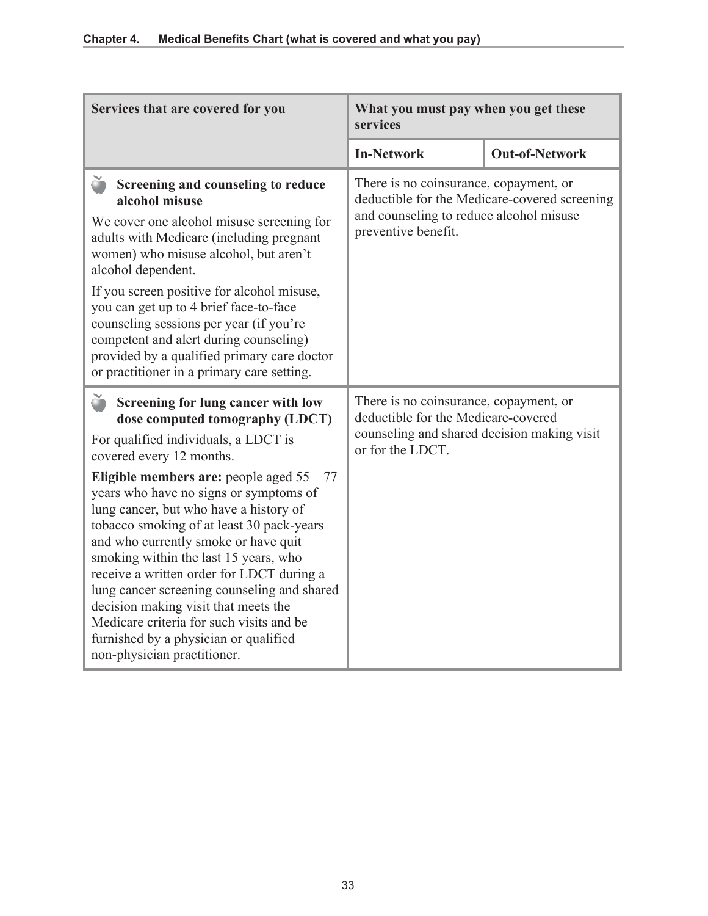| Services that are covered for you | What you must pay when you get these services | |
|---|---|---|
| | **In-Network** | **Out-of-Network** |
| **Screening and counseling to reduce alcohol misuse**<br><br>We cover one alcohol misuse screening for adults with Medicare (including pregnant women) who misuse alcohol, but aren't alcohol dependent.<br><br>If you screen positive for alcohol misuse, you can get up to 4 brief face-to-face counseling sessions per year (if you're competent and alert during counseling) provided by a qualified primary care doctor or practitioner in a primary care setting. | There is no coinsurance, copayment, or deductible for the Medicare-covered screening and counseling to reduce alcohol misuse preventive benefit. | |
| **Screening for lung cancer with low dose computed tomography (LDCT)**<br><br>For qualified individuals, a LDCT is covered every 12 months.<br><br>**Eligible members are:** people aged 55 – 77 years who have no signs or symptoms of lung cancer, but who have a history of tobacco smoking of at least 30 pack-years and who currently smoke or have quit smoking within the last 15 years, who receive a written order for LDCT during a lung cancer screening counseling and shared decision making visit that meets the Medicare criteria for such visits and be furnished by a physician or qualified non-physician practitioner. | There is no coinsurance, copayment, or deductible for the Medicare-covered counseling and shared decision making visit or for the LDCT. | |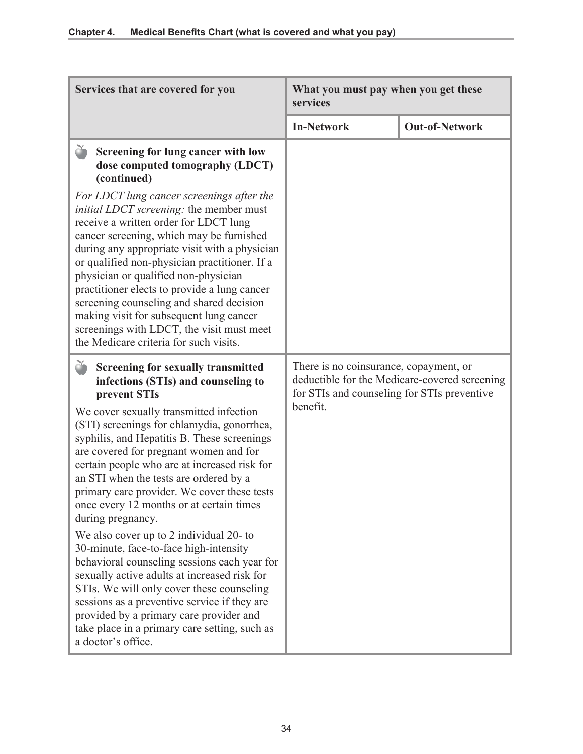| Services that are covered for you | What you must pay when you get these services | |
|---|---|---|
| | **In-Network** | **Out-of-Network** |
| **Screening for lung cancer with low dose computed tomography (LDCT) (continued)**<br><br>*For LDCT lung cancer screenings after the initial LDCT screening:* the member must receive a written order for LDCT lung cancer screening, which may be furnished during any appropriate visit with a physician or qualified non-physician practitioner. If a physician or qualified non-physician practitioner elects to provide a lung cancer screening counseling and shared decision making visit for subsequent lung cancer screenings with LDCT, the visit must meet the Medicare criteria for such visits. | | |
| **Screening for sexually transmitted infections (STIs) and counseling to prevent STIs**<br><br>We cover sexually transmitted infection (STI) screenings for chlamydia, gonorrhea, syphilis, and Hepatitis B. These screenings are covered for pregnant women and for certain people who are at increased risk for an STI when the tests are ordered by a primary care provider. We cover these tests once every 12 months or at certain times during pregnancy.<br><br>We also cover up to 2 individual 20- to 30-minute, face-to-face high-intensity behavioral counseling sessions each year for sexually active adults at increased risk for STIs. We will only cover these counseling sessions as a preventive service if they are provided by a primary care provider and take place in a primary care setting, such as a doctor's office. | There is no coinsurance, copayment, or deductible for the Medicare-covered screening for STIs and counseling for STIs preventive benefit. | |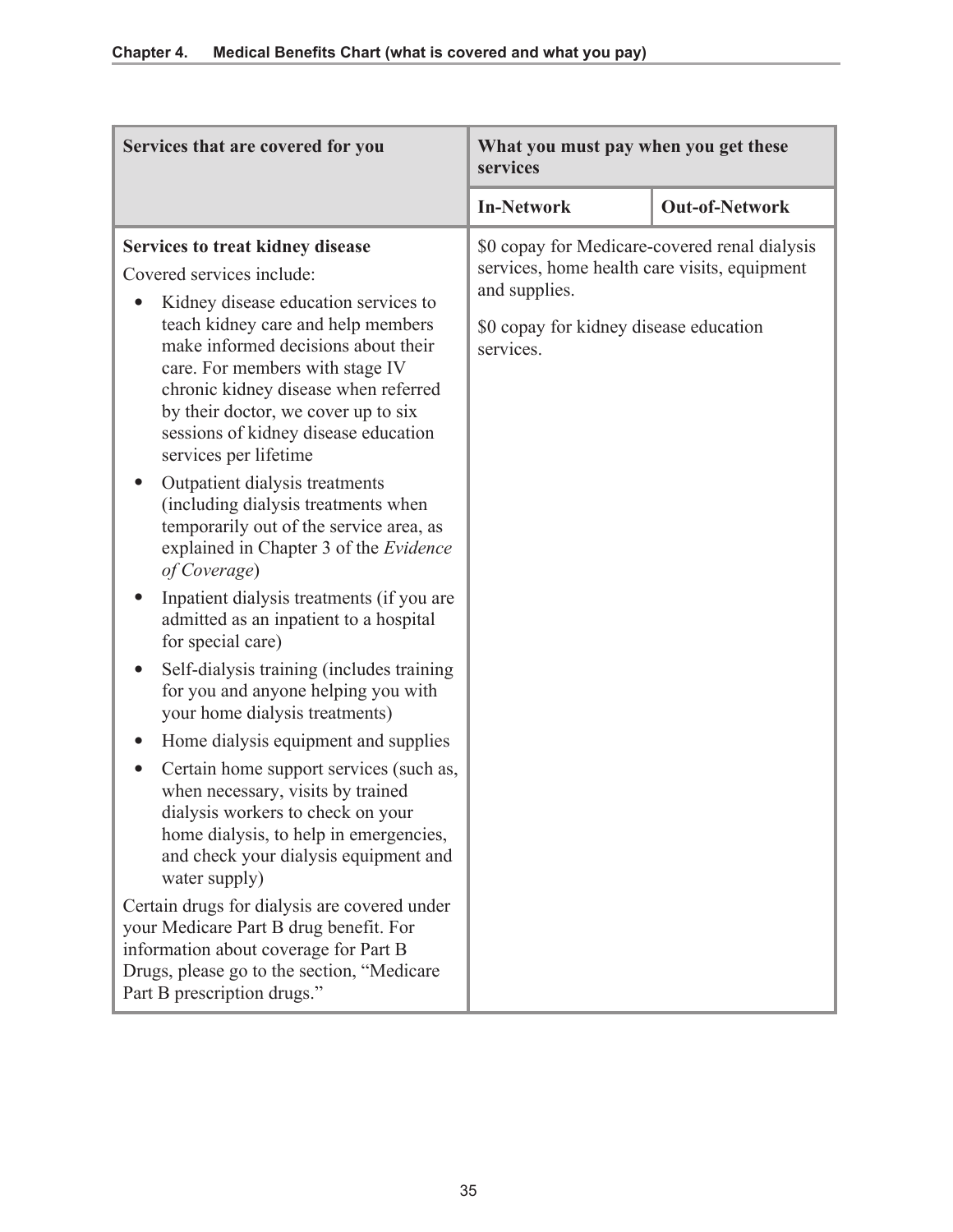| Services that are covered for you | What you must pay when you get these services | |
|---|---|---|
| | **In-Network** | **Out-of-Network** |
| **Services to treat kidney disease**<br>Covered services include:<br>• Kidney disease education services to teach kidney care and help members make informed decisions about their care. For members with stage IV chronic kidney disease when referred by their doctor, we cover up to six sessions of kidney disease education services per lifetime<br>• Outpatient dialysis treatments (including dialysis treatments when temporarily out of the service area, as explained in Chapter 3 of the *Evidence of Coverage*)<br>• Inpatient dialysis treatments (if you are admitted as an inpatient to a hospital for special care)<br>• Self-dialysis training (includes training for you and anyone helping you with your home dialysis treatments)<br>• Home dialysis equipment and supplies<br>• Certain home support services (such as, when necessary, visits by trained dialysis workers to check on your home dialysis, to help in emergencies, and check your dialysis equipment and water supply)<br>Certain drugs for dialysis are covered under your Medicare Part B drug benefit. For information about coverage for Part B Drugs, please go to the section, "Medicare Part B prescription drugs." | $0 copay for Medicare-covered renal dialysis services, home health care visits, equipment and supplies.<br>$0 copay for kidney disease education services. | |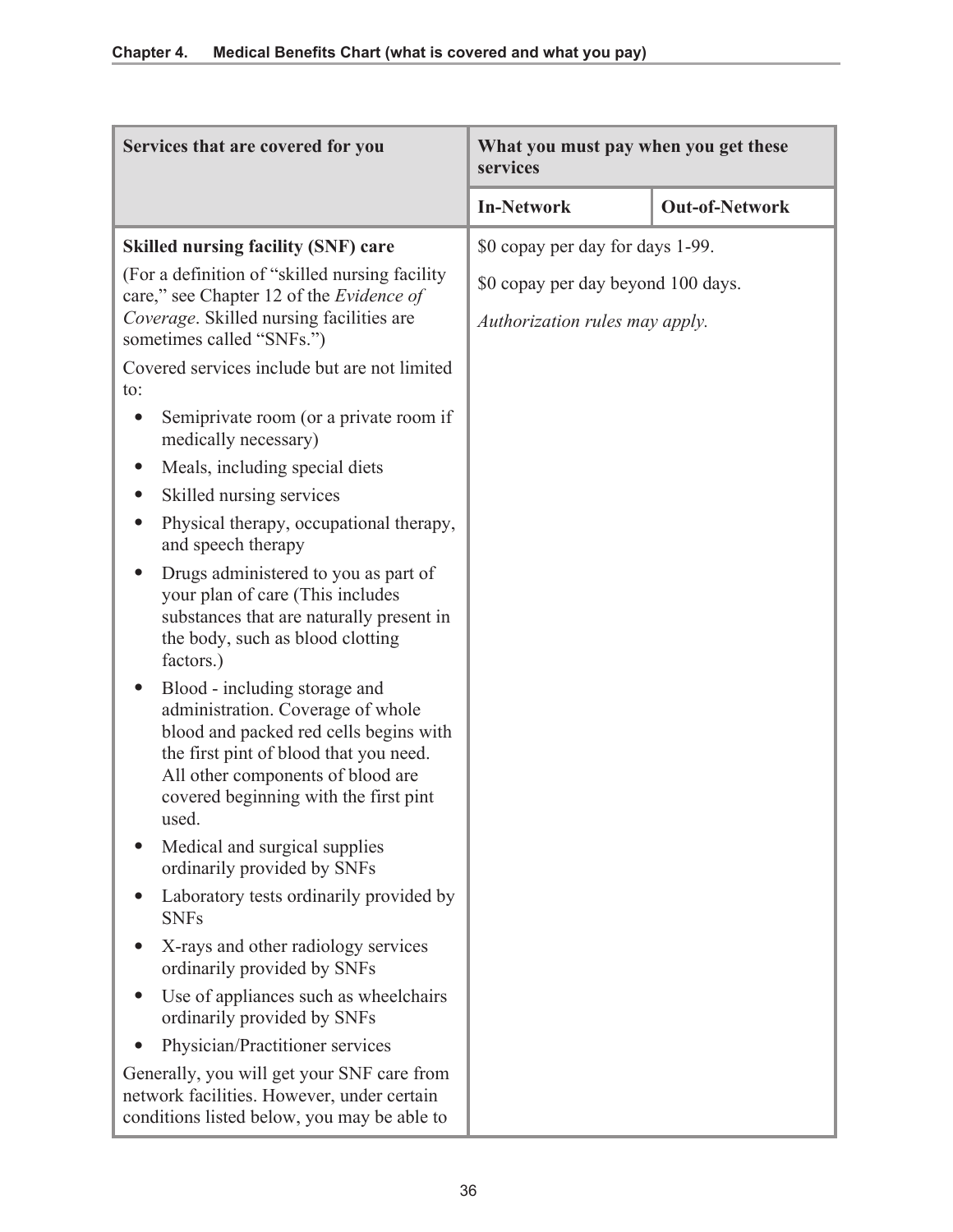| Services that are covered for you | What you must pay when you get these services | |
|---|---|---|
| | **In-Network** | **Out-of-Network** |
| **Skilled nursing facility (SNF) care**<br><br>(For a definition of "skilled nursing facility care," see Chapter 12 of the *Evidence of Coverage*. Skilled nursing facilities are sometimes called "SNFs.")<br><br>Covered services include but are not limited to:<br><br>• Semiprivate room (or a private room if medically necessary)<br>• Meals, including special diets<br>• Skilled nursing services<br>• Physical therapy, occupational therapy, and speech therapy<br>• Drugs administered to you as part of your plan of care (This includes substances that are naturally present in the body, such as blood clotting factors.)<br>• Blood - including storage and administration. Coverage of whole blood and packed red cells begins with the first pint of blood that you need. All other components of blood are covered beginning with the first pint used.<br>• Medical and surgical supplies ordinarily provided by SNFs<br>• Laboratory tests ordinarily provided by SNFs<br>• X-rays and other radiology services ordinarily provided by SNFs<br>• Use of appliances such as wheelchairs ordinarily provided by SNFs<br>• Physician/Practitioner services<br><br>Generally, you will get your SNF care from network facilities. However, under certain conditions listed below, you may be able to | $0 copay per day for days 1-99.<br><br>$0 copay per day beyond 100 days.<br><br>*Authorization rules may apply.* | |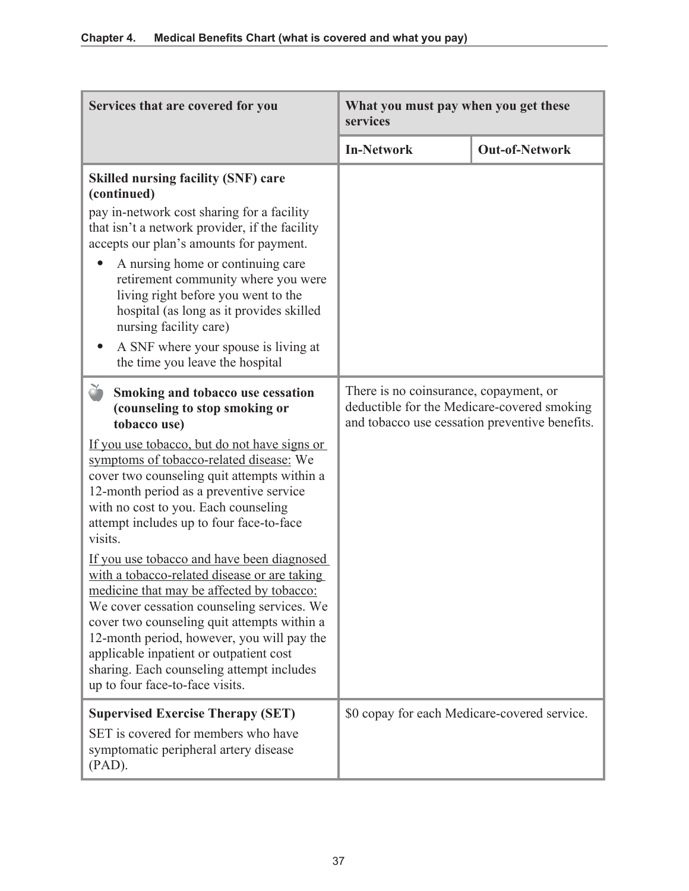| Services that are covered for you | What you must pay when you get these services | |
|---|---|---|
| | **In-Network** | **Out-of-Network** |
| **Skilled nursing facility (SNF) care (continued)**<br>pay in-network cost sharing for a facility that isn't a network provider, if the facility accepts our plan's amounts for payment.<br>• A nursing home or continuing care retirement community where you were living right before you went to the hospital (as long as it provides skilled nursing facility care)<br>• A SNF where your spouse is living at the time you leave the hospital | | |
| 🍎 **Smoking and tobacco use cessation (counseling to stop smoking or tobacco use)**<br><u>If you use tobacco, but do not have signs or symptoms of tobacco-related disease:</u> We cover two counseling quit attempts within a 12-month period as a preventive service with no cost to you. Each counseling attempt includes up to four face-to-face visits.<br><u>If you use tobacco and have been diagnosed with a tobacco-related disease or are taking medicine that may be affected by tobacco:</u> We cover cessation counseling services. We cover two counseling quit attempts within a 12-month period, however, you will pay the applicable inpatient or outpatient cost sharing. Each counseling attempt includes up to four face-to-face visits. | There is no coinsurance, copayment, or deductible for the Medicare-covered smoking and tobacco use cessation preventive benefits. | |
| **Supervised Exercise Therapy (SET)**<br>SET is covered for members who have symptomatic peripheral artery disease (PAD). | $0 copay for each Medicare-covered service. | |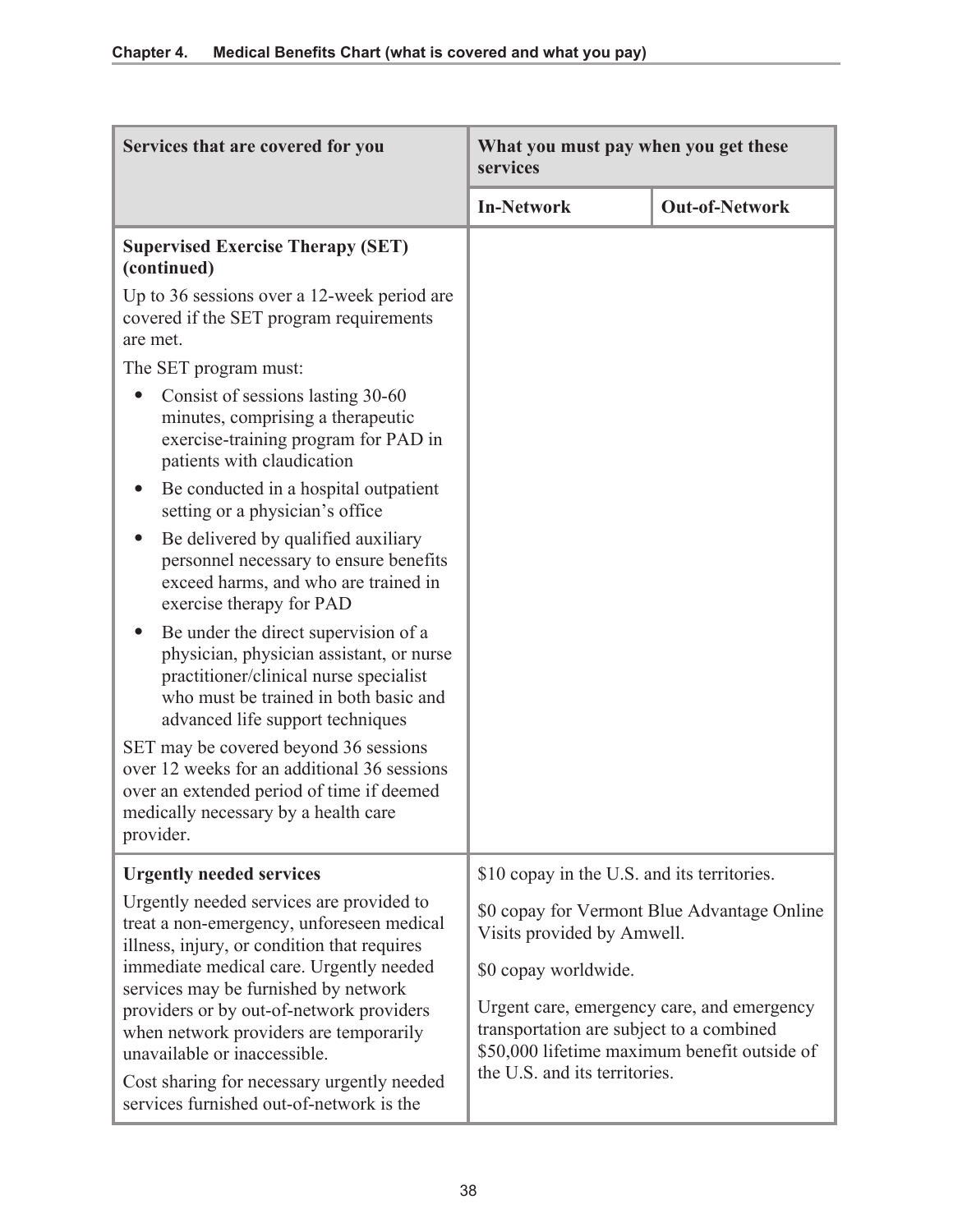| Services that are covered for you | What you must pay when you get these services | |
|---|---|---|
| | **In-Network** | **Out-of-Network** |
| **Supervised Exercise Therapy (SET) (continued)**<br><br>Up to 36 sessions over a 12-week period are covered if the SET program requirements are met.<br><br>The SET program must:<br><br>• Consist of sessions lasting 30-60 minutes, comprising a therapeutic exercise-training program for PAD in patients with claudication<br>• Be conducted in a hospital outpatient setting or a physician's office<br>• Be delivered by qualified auxiliary personnel necessary to ensure benefits exceed harms, and who are trained in exercise therapy for PAD<br>• Be under the direct supervision of a physician, physician assistant, or nurse practitioner/clinical nurse specialist who must be trained in both basic and advanced life support techniques<br><br>SET may be covered beyond 36 sessions over 12 weeks for an additional 36 sessions over an extended period of time if deemed medically necessary by a health care provider. | | |
| **Urgently needed services**<br><br>Urgently needed services are provided to treat a non-emergency, unforeseen medical illness, injury, or condition that requires immediate medical care. Urgently needed services may be furnished by network providers or by out-of-network providers when network providers are temporarily unavailable or inaccessible.<br><br>Cost sharing for necessary urgently needed services furnished out-of-network is the | $10 copay in the U.S. and its territories.<br><br>$0 copay for Vermont Blue Advantage Online Visits provided by Amwell.<br><br>$0 copay worldwide.<br><br>Urgent care, emergency care, and emergency transportation are subject to a combined $50,000 lifetime maximum benefit outside of the U.S. and its territories. | |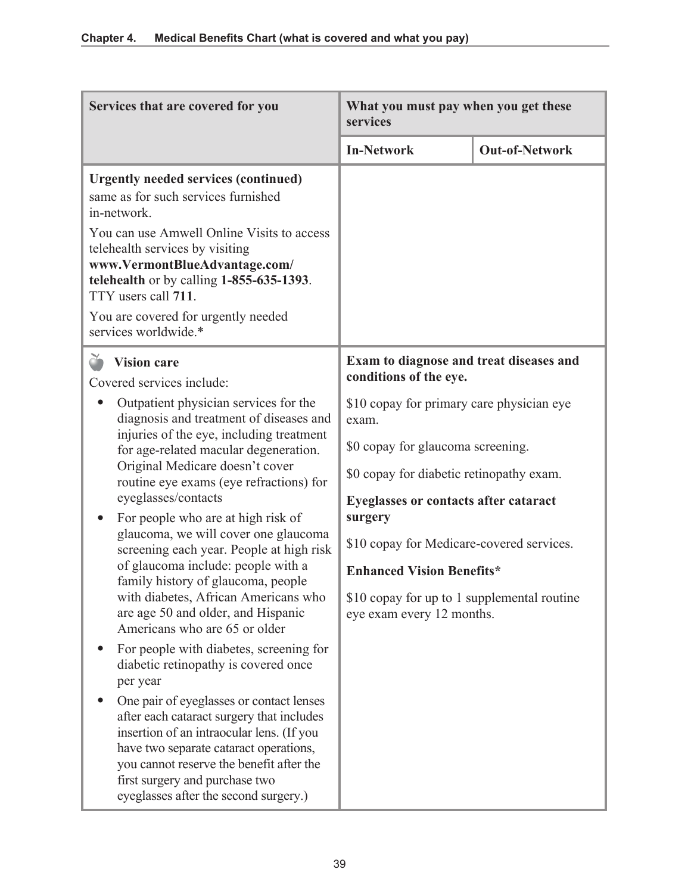| Services that are covered for you | What you must pay when you get these services | |
|---|---|---|
| | **In-Network** | **Out-of-Network** |
| **Urgently needed services (continued)**<br>same as for such services furnished in-network.<br>You can use Amwell Online Visits to access telehealth services by visiting **www.VermontBlueAdvantage.com/telehealth** or by calling **1-855-635-1393**. TTY users call **711**.<br>You are covered for urgently needed services worldwide.* | | |
| **Vision care**<br>Covered services include:<br>• Outpatient physician services for the diagnosis and treatment of diseases and injuries of the eye, including treatment for age-related macular degeneration. Original Medicare doesn't cover routine eye exams (eye refractions) for eyeglasses/contacts<br>• For people who are at high risk of glaucoma, we will cover one glaucoma screening each year. People at high risk of glaucoma include: people with a family history of glaucoma, people with diabetes, African Americans who are age 50 and older, and Hispanic Americans who are 65 or older<br>• For people with diabetes, screening for diabetic retinopathy is covered once per year<br>• One pair of eyeglasses or contact lenses after each cataract surgery that includes insertion of an intraocular lens. (If you have two separate cataract operations, you cannot reserve the benefit after the first surgery and purchase two eyeglasses after the second surgery.) | **Exam to diagnose and treat diseases and conditions of the eye.**<br>$10 copay for primary care physician eye exam.<br>$0 copay for glaucoma screening.<br>$0 copay for diabetic retinopathy exam.<br>**Eyeglasses or contacts after cataract surgery**<br>$10 copay for Medicare-covered services.<br>**Enhanced Vision Benefits***<br>$10 copay for up to 1 supplemental routine eye exam every 12 months. | |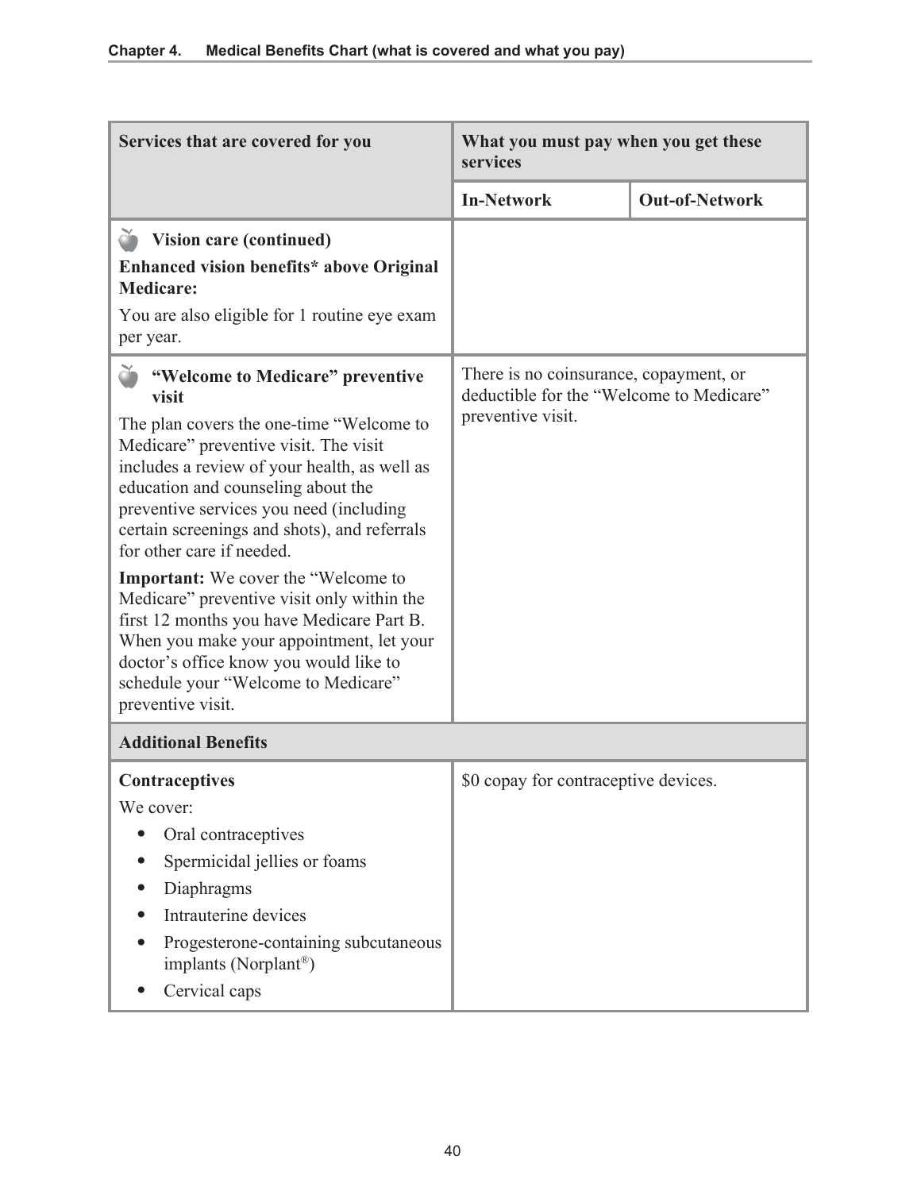| Services that are covered for you | What you must pay when you get these services | |
|---|---|---|
| | **In-Network** | **Out-of-Network** |
| **Vision care (continued)**<br>**Enhanced vision benefits* above Original Medicare:**<br>You are also eligible for 1 routine eye exam per year. | | |
| **"Welcome to Medicare" preventive visit**<br>The plan covers the one-time "Welcome to Medicare" preventive visit. The visit includes a review of your health, as well as education and counseling about the preventive services you need (including certain screenings and shots), and referrals for other care if needed.<br>**Important:** We cover the "Welcome to Medicare" preventive visit only within the first 12 months you have Medicare Part B. When you make your appointment, let your doctor's office know you would like to schedule your "Welcome to Medicare" preventive visit. | There is no coinsurance, copayment, or deductible for the "Welcome to Medicare" preventive visit. | |
| **Additional Benefits** | | |
| **Contraceptives**<br>We cover:<br>• Oral contraceptives<br>• Spermicidal jellies or foams<br>• Diaphragms<br>• Intrauterine devices<br>• Progesterone-containing subcutaneous implants (Norplant®)<br>• Cervical caps | $0 copay for contraceptive devices. | |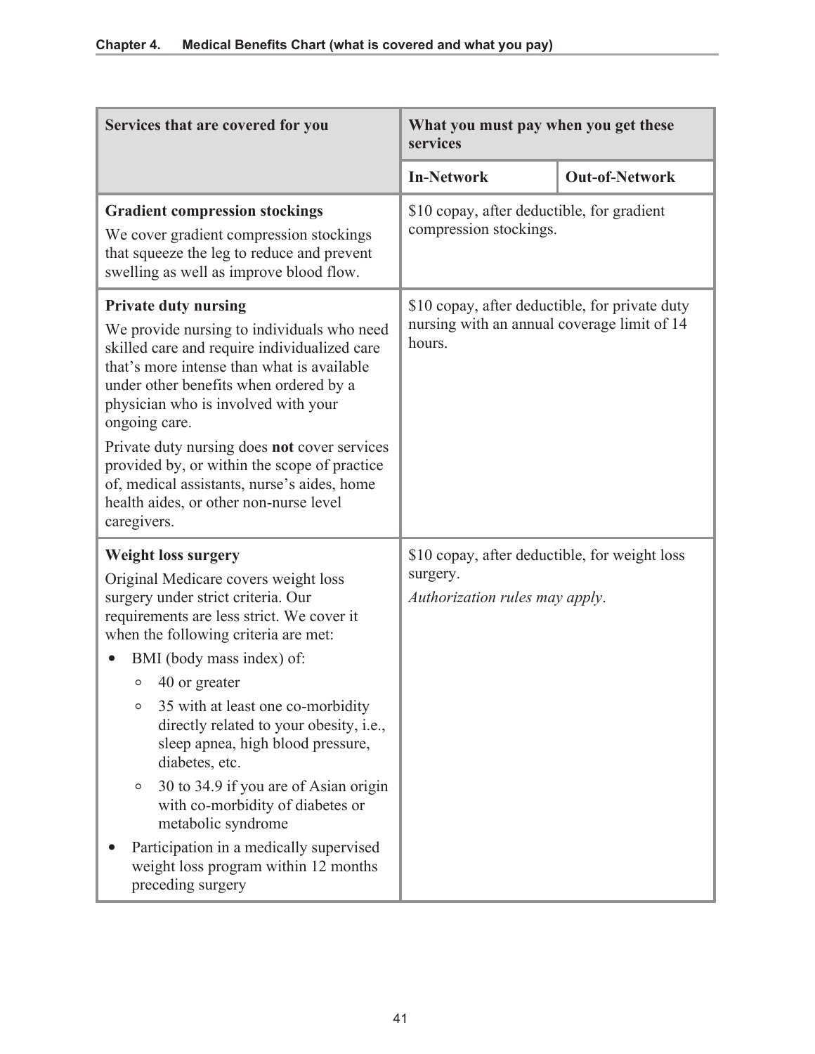| Services that are covered for you | What you must pay when you get these services | |
|---|---|---|
| | **In-Network** | **Out-of-Network** |
| **Gradient compression stockings**<br>We cover gradient compression stockings that squeeze the leg to reduce and prevent swelling as well as improve blood flow. | $10 copay, after deductible, for gradient compression stockings. | |
| **Private duty nursing**<br>We provide nursing to individuals who need skilled care and require individualized care that's more intense than what is available under other benefits when ordered by a physician who is involved with your ongoing care.<br>Private duty nursing does **not** cover services provided by, or within the scope of practice of, medical assistants, nurse's aides, home health aides, or other non-nurse level caregivers. | $10 copay, after deductible, for private duty nursing with an annual coverage limit of 14 hours. | |
| **Weight loss surgery**<br>Original Medicare covers weight loss surgery under strict criteria. Our requirements are less strict. We cover it when the following criteria are met:<br>• BMI (body mass index) of:<br>  ◦ 40 or greater<br>  ◦ 35 with at least one co-morbidity directly related to your obesity, i.e., sleep apnea, high blood pressure, diabetes, etc.<br>  ◦ 30 to 34.9 if you are of Asian origin with co-morbidity of diabetes or metabolic syndrome<br>• Participation in a medically supervised weight loss program within 12 months preceding surgery | $10 copay, after deductible, for weight loss surgery.<br>*Authorization rules may apply*. | |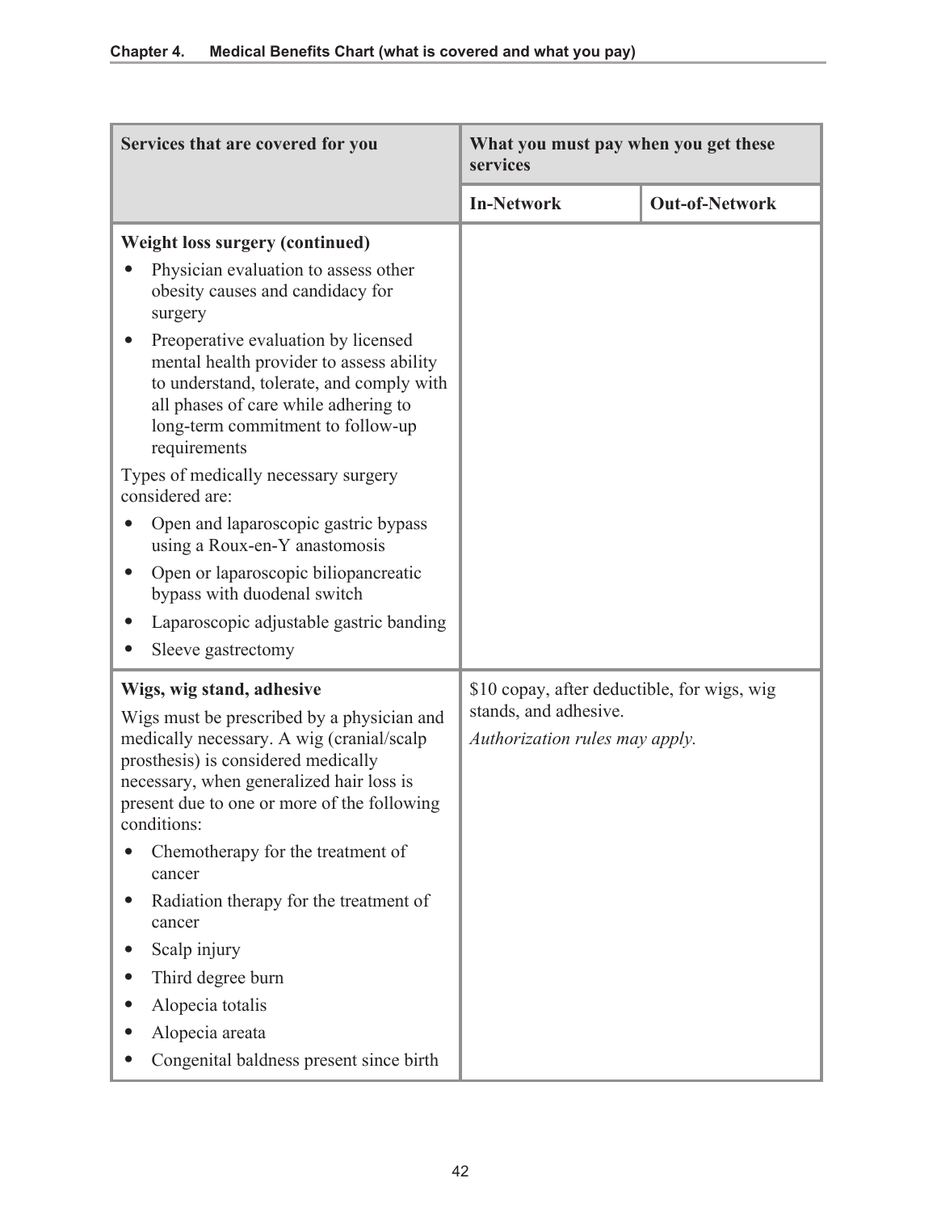| Services that are covered for you | What you must pay when you get these services | |
|---|---|---|
| | **In-Network** | **Out-of-Network** |
| **Weight loss surgery (continued)**<br>• Physician evaluation to assess other obesity causes and candidacy for surgery<br>• Preoperative evaluation by licensed mental health provider to assess ability to understand, tolerate, and comply with all phases of care while adhering to long-term commitment to follow-up requirements<br>Types of medically necessary surgery considered are:<br>• Open and laparoscopic gastric bypass using a Roux-en-Y anastomosis<br>• Open or laparoscopic biliopancreatic bypass with duodenal switch<br>• Laparoscopic adjustable gastric banding<br>• Sleeve gastrectomy | | |
| **Wigs, wig stand, adhesive**<br>Wigs must be prescribed by a physician and medically necessary. A wig (cranial/scalp prosthesis) is considered medically necessary, when generalized hair loss is present due to one or more of the following conditions:<br>• Chemotherapy for the treatment of cancer<br>• Radiation therapy for the treatment of cancer<br>• Scalp injury<br>• Third degree burn<br>• Alopecia totalis<br>• Alopecia areata<br>• Congenital baldness present since birth | $10 copay, after deductible, for wigs, wig stands, and adhesive.<br>*Authorization rules may apply.* | |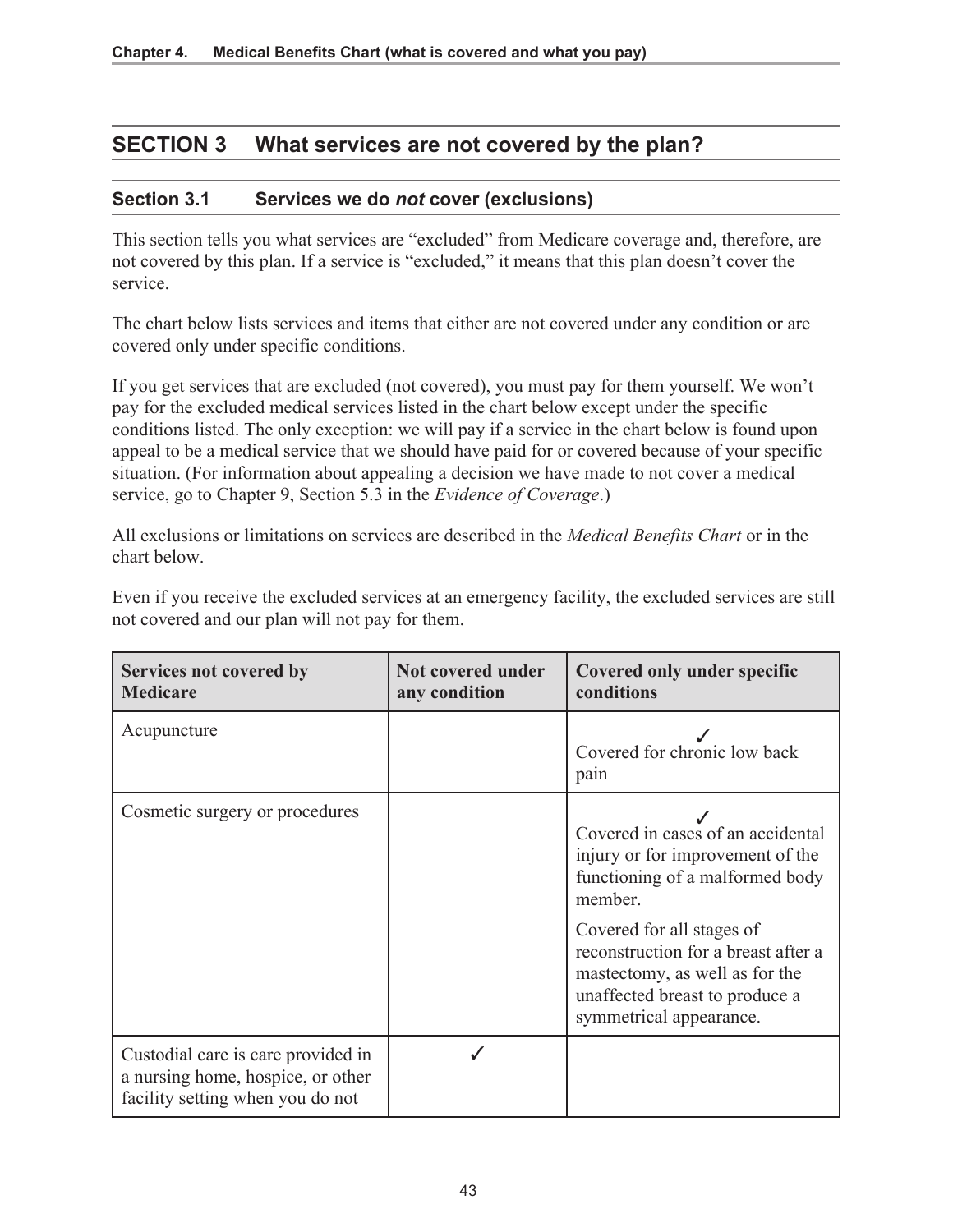## SECTION 3 What services are not covered by the plan?

### Section 3.1 Services we do *not* cover (exclusions)

This section tells you what services are "excluded" from Medicare coverage and, therefore, are not covered by this plan. If a service is "excluded," it means that this plan doesn't cover the service.

The chart below lists services and items that either are not covered under any condition or are covered only under specific conditions.

If you get services that are excluded (not covered), you must pay for them yourself. We won't pay for the excluded medical services listed in the chart below except under the specific conditions listed. The only exception: we will pay if a service in the chart below is found upon appeal to be a medical service that we should have paid for or covered because of your specific situation. (For information about appealing a decision we have made to not cover a medical service, go to Chapter 9, Section 5.3 in the *Evidence of Coverage*.)

All exclusions or limitations on services are described in the *Medical Benefits Chart* or in the chart below.

Even if you receive the excluded services at an emergency facility, the excluded services are still not covered and our plan will not pay for them.

| Services not covered by Medicare | Not covered under any condition | Covered only under specific conditions |
|---|---|---|
| Acupuncture | | ✓ Covered for chronic low back pain |
| Cosmetic surgery or procedures | | ✓ Covered in cases of an accidental injury or for improvement of the functioning of a malformed body member. Covered for all stages of reconstruction for a breast after a mastectomy, as well as for the unaffected breast to produce a symmetrical appearance. |
| Custodial care is care provided in a nursing home, hospice, or other facility setting when you do not | ✓ | |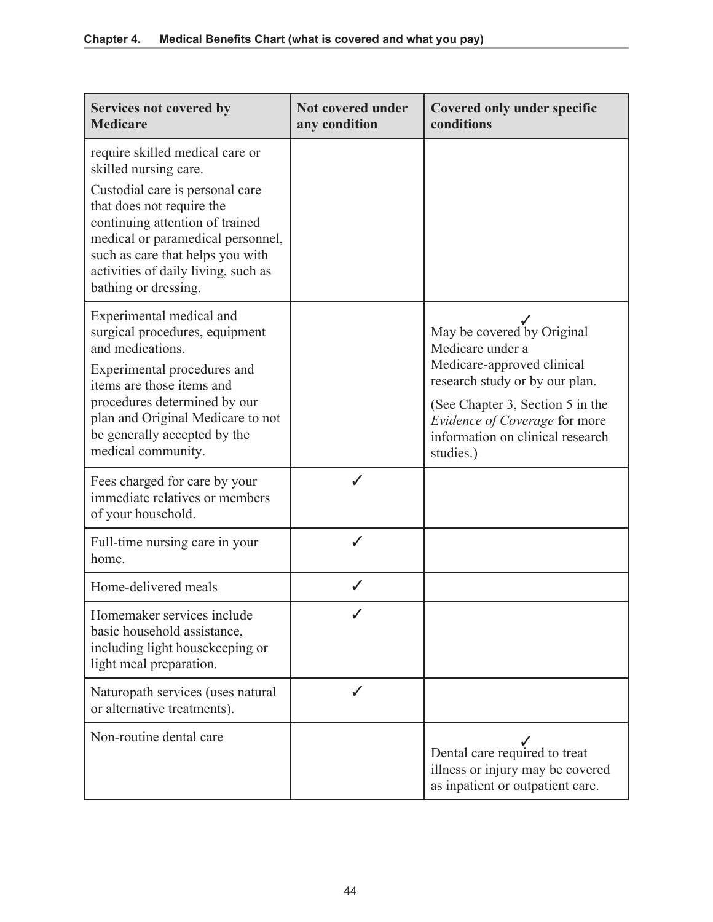| Services not covered by Medicare | Not covered under any condition | Covered only under specific conditions |
|---|---|---|
| require skilled medical care or skilled nursing care.<br><br>Custodial care is personal care that does not require the continuing attention of trained medical or paramedical personnel, such as care that helps you with activities of daily living, such as bathing or dressing. | | |
| Experimental medical and surgical procedures, equipment and medications.<br><br>Experimental procedures and items are those items and procedures determined by our plan and Original Medicare to not be generally accepted by the medical community. | | ✓<br>May be covered by Original Medicare under a Medicare-approved clinical research study or by our plan.<br><br>(See Chapter 3, Section 5 in the *Evidence of Coverage* for more information on clinical research studies.) |
| Fees charged for care by your immediate relatives or members of your household. | ✓ | |
| Full-time nursing care in your home. | ✓ | |
| Home-delivered meals | ✓ | |
| Homemaker services include basic household assistance, including light housekeeping or light meal preparation. | ✓ | |
| Naturopath services (uses natural or alternative treatments). | ✓ | |
| Non-routine dental care | | ✓<br>Dental care required to treat illness or injury may be covered as inpatient or outpatient care. |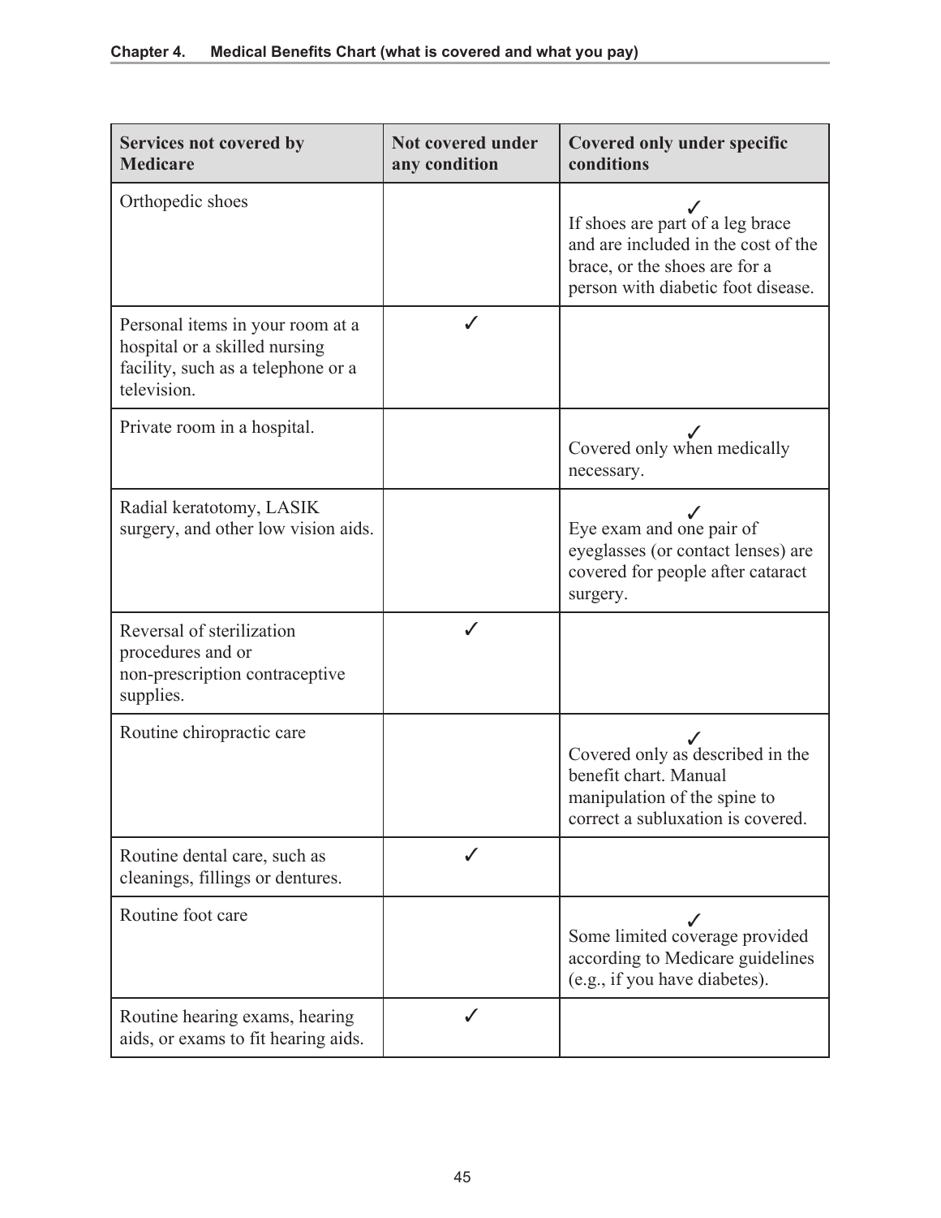| Services not covered by Medicare | Not covered under any condition | Covered only under specific conditions |
| --- | --- | --- |
| Orthopedic shoes | | ✓ If shoes are part of a leg brace and are included in the cost of the brace, or the shoes are for a person with diabetic foot disease. |
| Personal items in your room at a hospital or a skilled nursing facility, such as a telephone or a television. | ✓ | |
| Private room in a hospital. | | ✓ Covered only when medically necessary. |
| Radial keratotomy, LASIK surgery, and other low vision aids. | | ✓ Eye exam and one pair of eyeglasses (or contact lenses) are covered for people after cataract surgery. |
| Reversal of sterilization procedures and or non-prescription contraceptive supplies. | ✓ | |
| Routine chiropractic care | | ✓ Covered only as described in the benefit chart. Manual manipulation of the spine to correct a subluxation is covered. |
| Routine dental care, such as cleanings, fillings or dentures. | ✓ | |
| Routine foot care | | ✓ Some limited coverage provided according to Medicare guidelines (e.g., if you have diabetes). |
| Routine hearing exams, hearing aids, or exams to fit hearing aids. | ✓ | |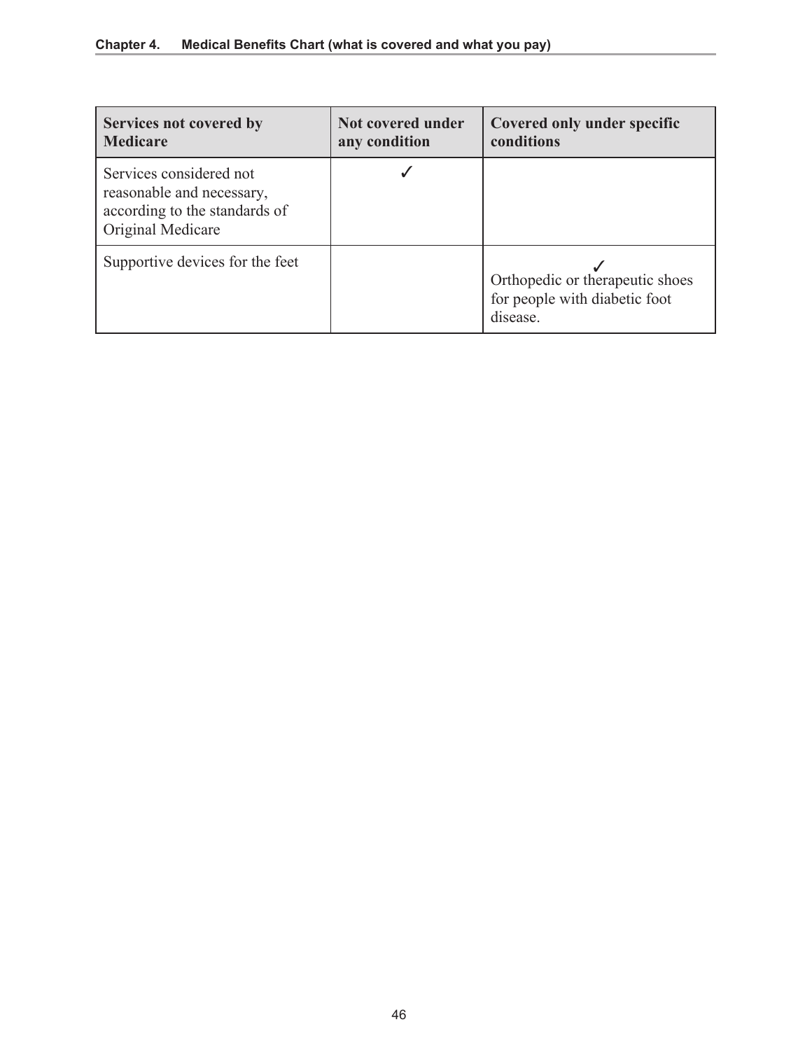| Services not covered by Medicare | Not covered under any condition | Covered only under specific conditions |
|---|---|---|
| Services considered not reasonable and necessary, according to the standards of Original Medicare | ✓ | |
| Supportive devices for the feet | | ✓ Orthopedic or therapeutic shoes for people with diabetic foot disease. |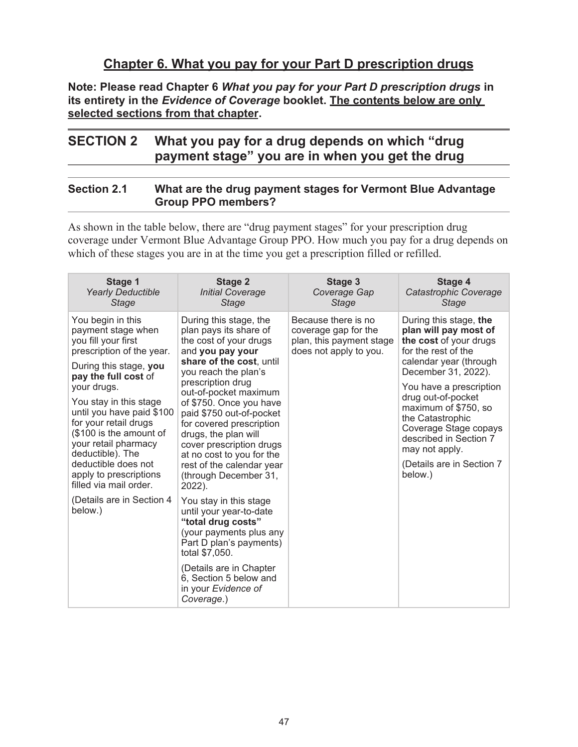## Chapter 6. What you pay for your Part D prescription drugs

**Note: Please read Chapter 6 *What you pay for your Part D prescription drugs* in its entirety in the *Evidence of Coverage* booklet. The contents below are only selected sections from that chapter.**

## SECTION 2 What you pay for a drug depends on which "drug payment stage" you are in when you get the drug

### Section 2.1 What are the drug payment stages for Vermont Blue Advantage Group PPO members?

As shown in the table below, there are "drug payment stages" for your prescription drug coverage under Vermont Blue Advantage Group PPO. How much you pay for a drug depends on which of these stages you are in at the time you get a prescription filled or refilled.

| **Stage 1** *Yearly Deductible Stage* | **Stage 2** *Initial Coverage Stage* | **Stage 3** *Coverage Gap Stage* | **Stage 4** *Catastrophic Coverage Stage* |
|---|---|---|---|
| You begin in this payment stage when you fill your first prescription of the year.<br><br>During this stage, **you pay the full cost** of your drugs.<br><br>You stay in this stage until you have paid $100 for your retail drugs ($100 is the amount of your retail pharmacy deductible). The deductible does not apply to prescriptions filled via mail order.<br><br>(Details are in Section 4 below.) | During this stage, the plan pays its share of the cost of your drugs and **you pay your share of the cost**, until you reach the plan's prescription drug out-of-pocket maximum of $750. Once you have paid $750 out-of-pocket for covered prescription drugs, the plan will cover prescription drugs at no cost to you for the rest of the calendar year (through December 31, 2022).<br><br>You stay in this stage until your year-to-date **"total drug costs"** (your payments plus any Part D plan's payments) total $7,050.<br><br>(Details are in Chapter 6, Section 5 below and in your *Evidence of Coverage*.) | Because there is no coverage gap for the plan, this payment stage does not apply to you. | During this stage, **the plan will pay most of the cost** of your drugs for the rest of the calendar year (through December 31, 2022).<br><br>You have a prescription drug out-of-pocket maximum of $750, so the Catastrophic Coverage Stage copays described in Section 7 may not apply.<br><br>(Details are in Section 7 below.) |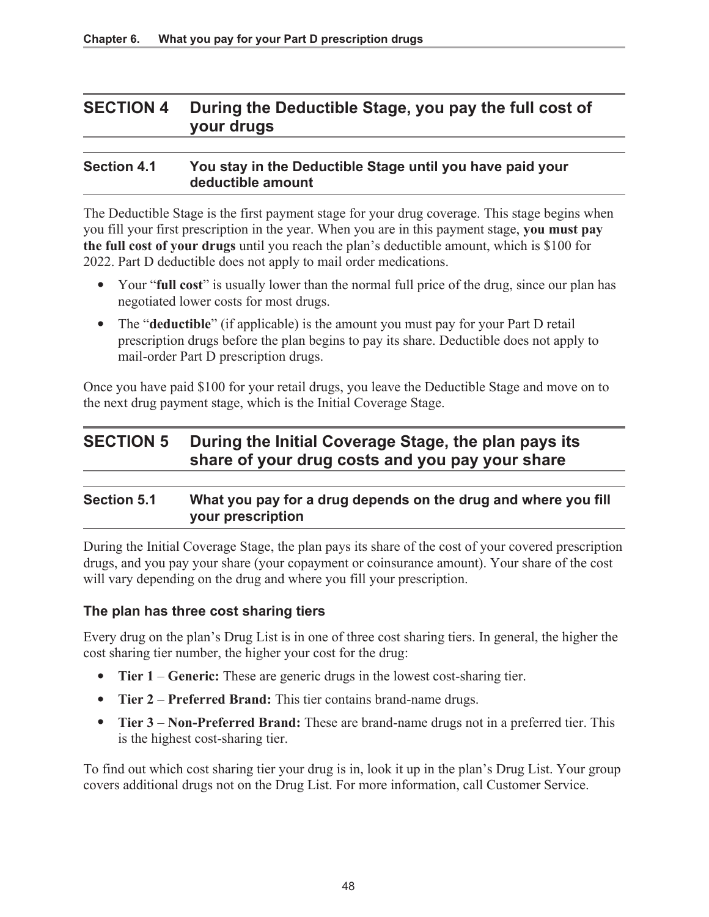## SECTION 4 During the Deductible Stage, you pay the full cost of your drugs

### Section 4.1 You stay in the Deductible Stage until you have paid your deductible amount

The Deductible Stage is the first payment stage for your drug coverage. This stage begins when you fill your first prescription in the year. When you are in this payment stage, **you must pay the full cost of your drugs** until you reach the plan's deductible amount, which is $100 for 2022. Part D deductible does not apply to mail order medications.

- Your "**full cost**" is usually lower than the normal full price of the drug, since our plan has negotiated lower costs for most drugs.
- The "**deductible**" (if applicable) is the amount you must pay for your Part D retail prescription drugs before the plan begins to pay its share. Deductible does not apply to mail-order Part D prescription drugs.

Once you have paid $100 for your retail drugs, you leave the Deductible Stage and move on to the next drug payment stage, which is the Initial Coverage Stage.

## SECTION 5 During the Initial Coverage Stage, the plan pays its share of your drug costs and you pay your share

### Section 5.1 What you pay for a drug depends on the drug and where you fill your prescription

During the Initial Coverage Stage, the plan pays its share of the cost of your covered prescription drugs, and you pay your share (your copayment or coinsurance amount). Your share of the cost will vary depending on the drug and where you fill your prescription.

#### The plan has three cost sharing tiers

Every drug on the plan's Drug List is in one of three cost sharing tiers. In general, the higher the cost sharing tier number, the higher your cost for the drug:

- **Tier 1** – **Generic:** These are generic drugs in the lowest cost-sharing tier.
- **Tier 2** – **Preferred Brand:** This tier contains brand-name drugs.
- **Tier 3** – **Non-Preferred Brand:** These are brand-name drugs not in a preferred tier. This is the highest cost-sharing tier.

To find out which cost sharing tier your drug is in, look it up in the plan's Drug List. Your group covers additional drugs not on the Drug List. For more information, call Customer Service.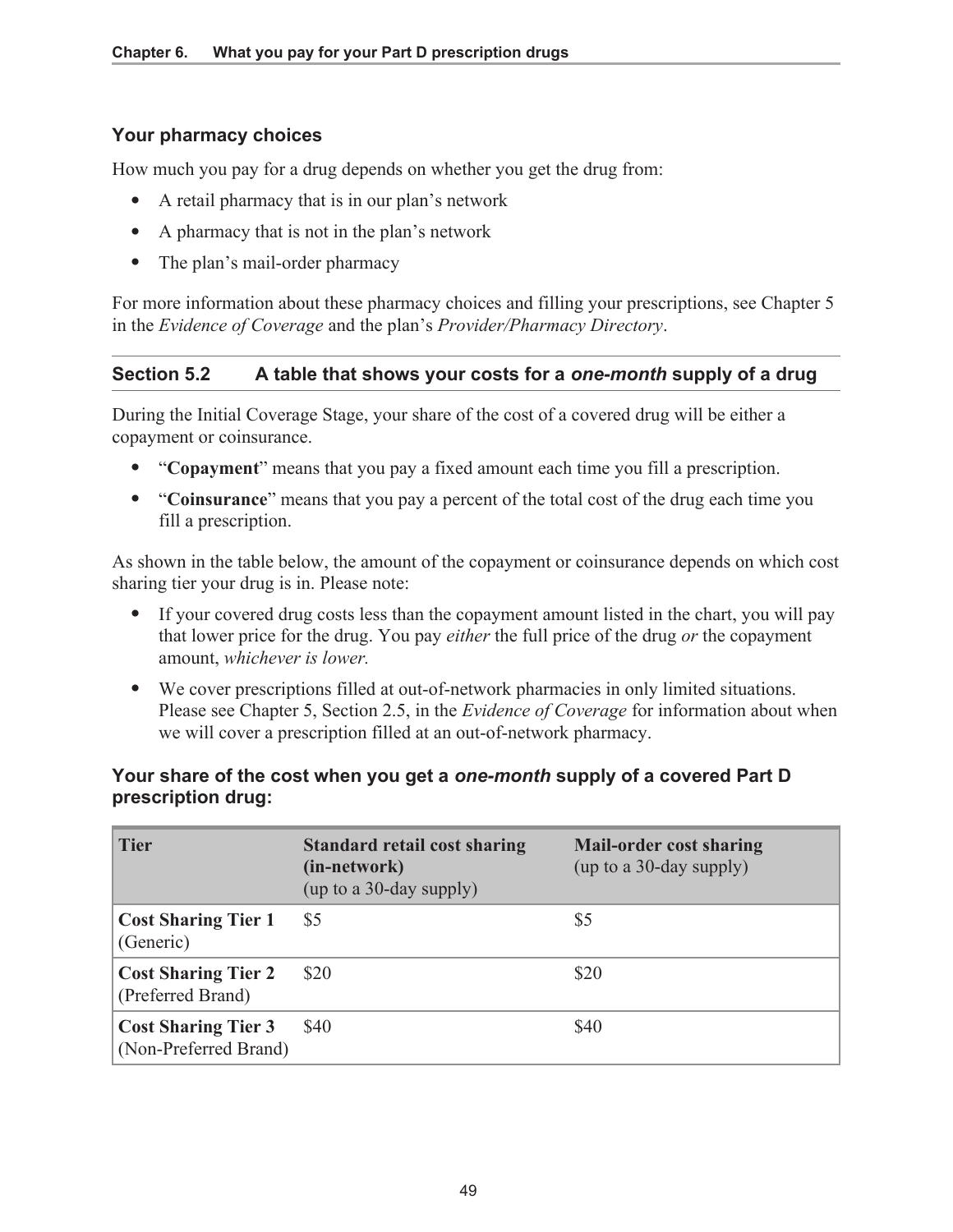### Your pharmacy choices

How much you pay for a drug depends on whether you get the drug from:

- A retail pharmacy that is in our plan's network
- A pharmacy that is not in the plan's network
- The plan's mail-order pharmacy

For more information about these pharmacy choices and filling your prescriptions, see Chapter 5 in the *Evidence of Coverage* and the plan's *Provider/Pharmacy Directory*.

### Section 5.2 A table that shows your costs for a *one-month* supply of a drug

During the Initial Coverage Stage, your share of the cost of a covered drug will be either a copayment or coinsurance.

- "**Copayment**" means that you pay a fixed amount each time you fill a prescription.
- "**Coinsurance**" means that you pay a percent of the total cost of the drug each time you fill a prescription.

As shown in the table below, the amount of the copayment or coinsurance depends on which cost sharing tier your drug is in. Please note:

- If your covered drug costs less than the copayment amount listed in the chart, you will pay that lower price for the drug. You pay *either* the full price of the drug *or* the copayment amount, *whichever is lower.*
- We cover prescriptions filled at out-of-network pharmacies in only limited situations. Please see Chapter 5, Section 2.5, in the *Evidence of Coverage* for information about when we will cover a prescription filled at an out-of-network pharmacy.

#### Your share of the cost when you get a *one-month* supply of a covered Part D prescription drug:

| **Tier** | **Standard retail cost sharing (in-network)** (up to a 30-day supply) | **Mail-order cost sharing** (up to a 30-day supply) |
|---|---|---|
| **Cost Sharing Tier 1** (Generic) | $5 | $5 |
| **Cost Sharing Tier 2** (Preferred Brand) | $20 | $20 |
| **Cost Sharing Tier 3** (Non-Preferred Brand) | $40 | $40 |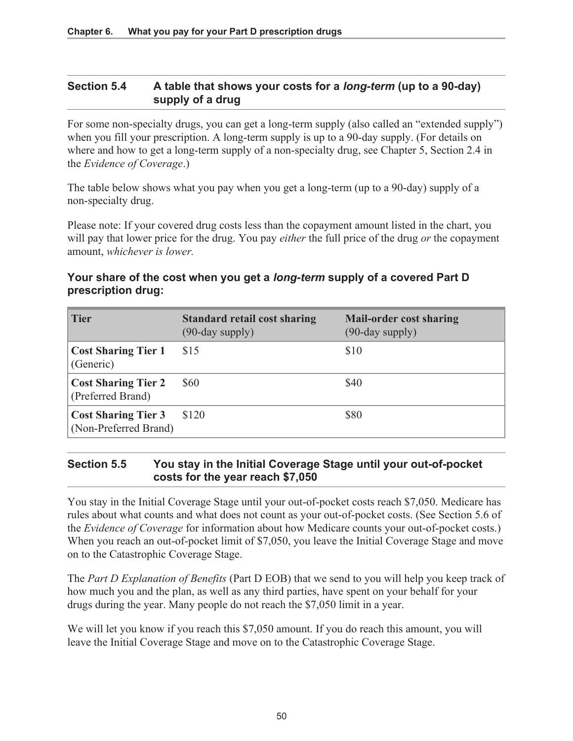## Section 5.4 A table that shows your costs for a *long-term* (up to a 90-day) supply of a drug

For some non-specialty drugs, you can get a long-term supply (also called an "extended supply") when you fill your prescription. A long-term supply is up to a 90-day supply. (For details on where and how to get a long-term supply of a non-specialty drug, see Chapter 5, Section 2.4 in the *Evidence of Coverage*.)

The table below shows what you pay when you get a long-term (up to a 90-day) supply of a non-specialty drug.

Please note: If your covered drug costs less than the copayment amount listed in the chart, you will pay that lower price for the drug. You pay *either* the full price of the drug *or* the copayment amount, *whichever is lower.*

### Your share of the cost when you get a *long-term* supply of a covered Part D prescription drug:

| Tier | Standard retail cost sharing (90-day supply) | Mail-order cost sharing (90-day supply) |
|---|---|---|
| **Cost Sharing Tier 1** (Generic) | $15 | $10 |
| **Cost Sharing Tier 2** (Preferred Brand) | $60 | $40 |
| **Cost Sharing Tier 3** (Non-Preferred Brand) | $120 | $80 |

## Section 5.5 You stay in the Initial Coverage Stage until your out-of-pocket costs for the year reach $7,050

You stay in the Initial Coverage Stage until your out-of-pocket costs reach $7,050. Medicare has rules about what counts and what does not count as your out-of-pocket costs. (See Section 5.6 of the *Evidence of Coverage* for information about how Medicare counts your out-of-pocket costs.) When you reach an out-of-pocket limit of $7,050, you leave the Initial Coverage Stage and move on to the Catastrophic Coverage Stage.

The *Part D Explanation of Benefits* (Part D EOB) that we send to you will help you keep track of how much you and the plan, as well as any third parties, have spent on your behalf for your drugs during the year. Many people do not reach the $7,050 limit in a year.

We will let you know if you reach this $7,050 amount. If you do reach this amount, you will leave the Initial Coverage Stage and move on to the Catastrophic Coverage Stage.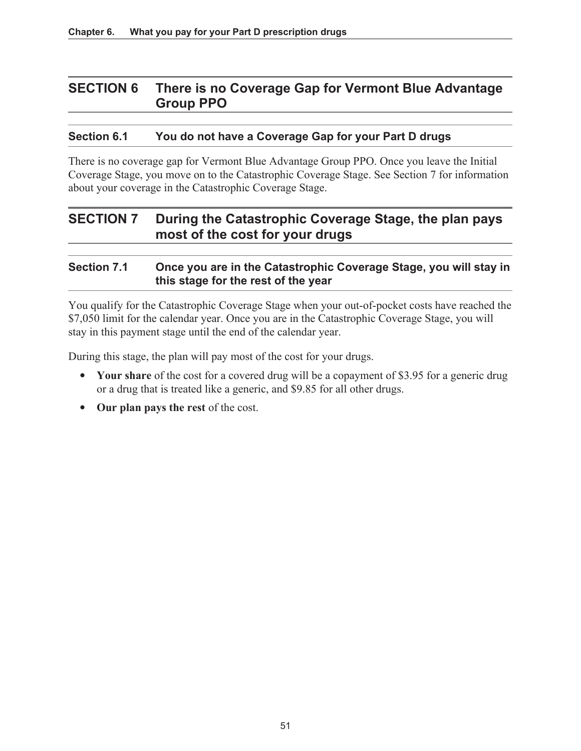## SECTION 6 There is no Coverage Gap for Vermont Blue Advantage Group PPO

### Section 6.1 You do not have a Coverage Gap for your Part D drugs

There is no coverage gap for Vermont Blue Advantage Group PPO. Once you leave the Initial Coverage Stage, you move on to the Catastrophic Coverage Stage. See Section 7 for information about your coverage in the Catastrophic Coverage Stage.

## SECTION 7 During the Catastrophic Coverage Stage, the plan pays most of the cost for your drugs

### Section 7.1 Once you are in the Catastrophic Coverage Stage, you will stay in this stage for the rest of the year

You qualify for the Catastrophic Coverage Stage when your out-of-pocket costs have reached the $7,050 limit for the calendar year. Once you are in the Catastrophic Coverage Stage, you will stay in this payment stage until the end of the calendar year.

During this stage, the plan will pay most of the cost for your drugs.

- **Your share** of the cost for a covered drug will be a copayment of $3.95 for a generic drug or a drug that is treated like a generic, and $9.85 for all other drugs.
- **Our plan pays the rest** of the cost.